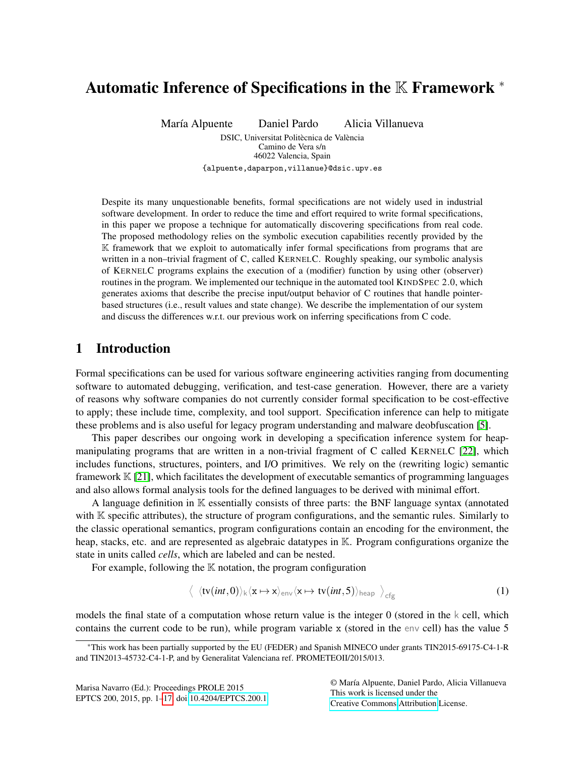# Automatic Inference of Specifications in the $\mathbb{K}$ Framework *

María Alpuente  Daniel Pardo  Alicia Villanueva

DSIC, Universitat Politècnica de València
Camino de Vera s/n
46022 Valencia, Spain

{alpuente,daparpon,villanue}@dsic.upv.es

Despite its many unquestionable benefits, formal specifications are not widely used in industrial software development. In order to reduce the time and effort required to write formal specifications, in this paper we propose a technique for automatically discovering specifications from real code. The proposed methodology relies on the symbolic execution capabilities recently provided by the $\mathbb{K}$ framework that we exploit to automatically infer formal specifications from programs that are written in a non–trivial fragment of C, called KERNELC. Roughly speaking, our symbolic analysis of KERNELC programs explains the execution of a (modifier) function by using other (observer) routines in the program. We implemented our technique in the automated tool KINDSPEC 2.0, which generates axioms that describe the precise input/output behavior of C routines that handle pointer-based structures (i.e., result values and state change). We describe the implementation of our system and discuss the differences w.r.t. our previous work on inferring specifications from C code.

## 1 Introduction

Formal specifications can be used for various software engineering activities ranging from documenting software to automated debugging, verification, and test-case generation. However, there are a variety of reasons why software companies do not currently consider formal specification to be cost-effective to apply; these include time, complexity, and tool support. Specification inference can help to mitigate these problems and is also useful for legacy program understanding and malware deobfuscation [5].

This paper describes our ongoing work in developing a specification inference system for heap-manipulating programs that are written in a non-trivial fragment of C called KERNELC [22], which includes functions, structures, pointers, and I/O primitives. We rely on the (rewriting logic) semantic framework $\mathbb{K}$ [21], which facilitates the development of executable semantics of programming languages and also allows formal analysis tools for the defined languages to be derived with minimal effort.

A language definition in $\mathbb{K}$ essentially consists of three parts: the BNF language syntax (annotated with $\mathbb{K}$ specific attributes), the structure of program configurations, and the semantic rules. Similarly to the classic operational semantics, program configurations contain an encoding for the environment, the heap, stacks, etc. and are represented as algebraic datatypes in $\mathbb{K}$. Program configurations organize the state in units called *cells*, which are labeled and can be nested.

For example, following the $\mathbb{K}$ notation, the program configuration

$$\left\langle \ \langle \mathsf{tv}(\mathit{int},0)\rangle_{\mathsf{k}} \langle \mathtt{x} \mapsto \mathtt{x}\rangle_{\mathsf{env}} \langle \mathtt{x} \mapsto \mathsf{tv}(\mathit{int},5)\rangle_{\mathsf{heap}} \ \right\rangle_{\mathsf{cfg}} \tag{1}$$

models the final state of a computation whose return value is the integer 0 (stored in the k cell, which contains the current code to be run), while program variable x (stored in the env cell) has the value 5

*This work has been partially supported by the EU (FEDER) and Spanish MINECO under grants TIN2015-69175-C4-1-R and TIN2013-45732-C4-1-P, and by Generalitat Valenciana ref. PROMETEOII/2015/013.

Marisa Navarro (Ed.): Proceedings PROLE 2015
EPTCS 200, 2015, pp. 1–17, doi:10.4204/EPTCS.200.1

© María Alpuente, Daniel Pardo, Alicia Villanueva
This work is licensed under the
Creative Commons Attribution License.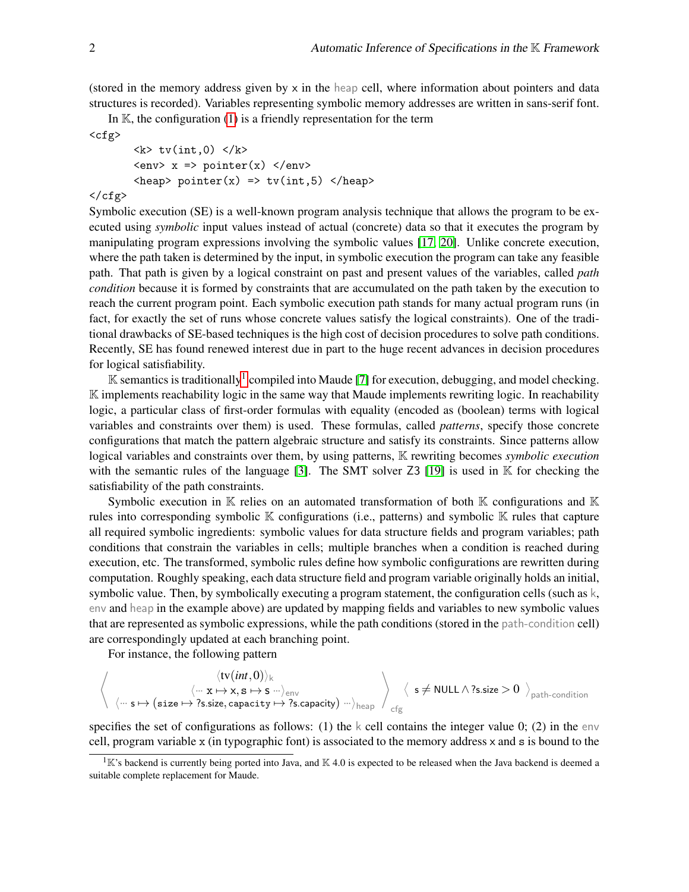(stored in the memory address given by x in the heap cell, where information about pointers and data structures is recorded). Variables representing symbolic memory addresses are written in sans-serif font.

In $\mathbb{K}$, the configuration (1) is a friendly representation for the term

```
<cfg>
       <k> tv(int,0) </k>
       <env> x => pointer(x) </env>
       <heap> pointer(x) => tv(int,5) </heap>
</cfg>
```

Symbolic execution (SE) is a well-known program analysis technique that allows the program to be executed using *symbolic* input values instead of actual (concrete) data so that it executes the program by manipulating program expressions involving the symbolic values [17, 20]. Unlike concrete execution, where the path taken is determined by the input, in symbolic execution the program can take any feasible path. That path is given by a logical constraint on past and present values of the variables, called *path condition* because it is formed by constraints that are accumulated on the path taken by the execution to reach the current program point. Each symbolic execution path stands for many actual program runs (in fact, for exactly the set of runs whose concrete values satisfy the logical constraints). One of the traditional drawbacks of SE-based techniques is the high cost of decision procedures to solve path conditions. Recently, SE has found renewed interest due in part to the huge recent advances in decision procedures for logical satisfiability.

$\mathbb{K}$ semantics is traditionally[1] compiled into Maude [7] for execution, debugging, and model checking. $\mathbb{K}$ implements reachability logic in the same way that Maude implements rewriting logic. In reachability logic, a particular class of first-order formulas with equality (encoded as (boolean) terms with logical variables and constraints over them) is used. These formulas, called *patterns*, specify those concrete configurations that match the pattern algebraic structure and satisfy its constraints. Since patterns allow logical variables and constraints over them, by using patterns, $\mathbb{K}$ rewriting becomes *symbolic execution* with the semantic rules of the language [3]. The SMT solver Z3 [19] is used in $\mathbb{K}$ for checking the satisfiability of the path constraints.

Symbolic execution in $\mathbb{K}$ relies on an automated transformation of both $\mathbb{K}$ configurations and $\mathbb{K}$ rules into corresponding symbolic $\mathbb{K}$ configurations (i.e., patterns) and symbolic $\mathbb{K}$ rules that capture all required symbolic ingredients: symbolic values for data structure fields and program variables; path conditions that constrain the variables in cells; multiple branches when a condition is reached during execution, etc. The transformed, symbolic rules define how symbolic configurations are rewritten during computation. Roughly speaking, each data structure field and program variable originally holds an initial, symbolic value. Then, by symbolically executing a program statement, the configuration cells (such as k, env and heap in the example above) are updated by mapping fields and variables to new symbolic values that are represented as symbolic expressions, while the path conditions (stored in the path-condition cell) are correspondingly updated at each branching point.

For instance, the following pattern

$$\left\langle \begin{array}{c} \langle \text{tv}(\mathit{int},0)\rangle_{\mathsf{k}} \\ \langle \cdots\ \mathtt{x} \mapsto \mathsf{x}, \mathtt{s} \mapsto \mathsf{s}\ \cdots\rangle_{\mathsf{env}} \\ \langle \cdots\ \mathsf{s} \mapsto (\mathtt{size} \mapsto \mathsf{?s.size}, \mathtt{capacity} \mapsto \mathsf{?s.capacity})\ \cdots\rangle_{\mathsf{heap}} \end{array} \right\rangle_{\mathsf{cfg}} \left\langle\ \mathsf{s} \neq \mathsf{NULL} \wedge \mathsf{?s.size} > 0\ \right\rangle_{\mathsf{path\text{-}condition}}$$

specifies the set of configurations as follows: (1) the k cell contains the integer value 0; (2) in the env cell, program variable x (in typographic font) is associated to the memory address x and s is bound to the

[1] $\mathbb{K}$'s backend is currently being ported into Java, and $\mathbb{K}$ 4.0 is expected to be released when the Java backend is deemed a suitable complete replacement for Maude.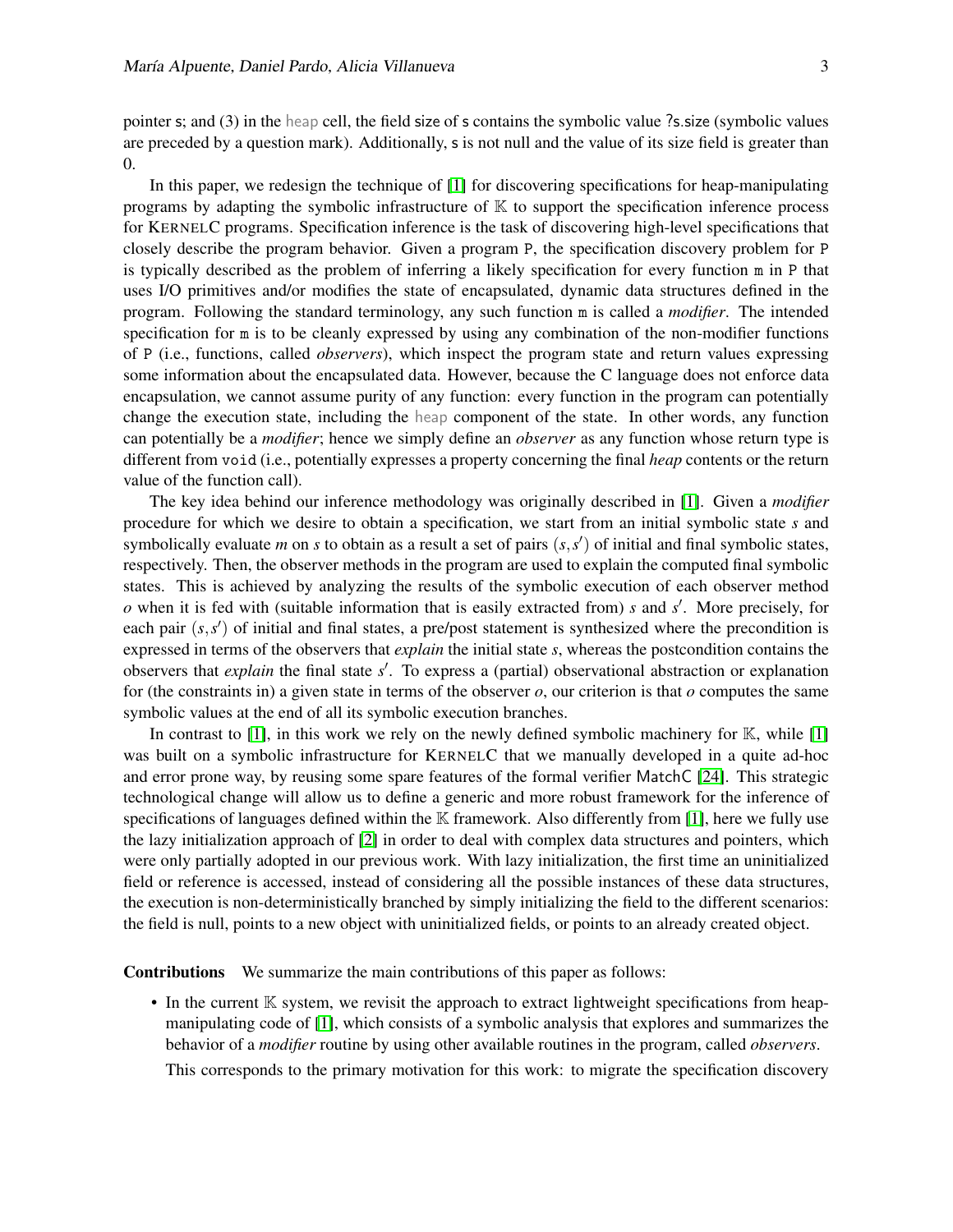pointer s; and (3) in the heap cell, the field size of s contains the symbolic value ?s.size (symbolic values are preceded by a question mark). Additionally, s is not null and the value of its size field is greater than 0.

In this paper, we redesign the technique of [1] for discovering specifications for heap-manipulating programs by adapting the symbolic infrastructure of $\mathbb{K}$ to support the specification inference process for KERNELC programs. Specification inference is the task of discovering high-level specifications that closely describe the program behavior. Given a program P, the specification discovery problem for P is typically described as the problem of inferring a likely specification for every function m in P that uses I/O primitives and/or modifies the state of encapsulated, dynamic data structures defined in the program. Following the standard terminology, any such function m is called a *modifier*. The intended specification for m is to be cleanly expressed by using any combination of the non-modifier functions of P (i.e., functions, called *observers*), which inspect the program state and return values expressing some information about the encapsulated data. However, because the C language does not enforce data encapsulation, we cannot assume purity of any function: every function in the program can potentially change the execution state, including the heap component of the state. In other words, any function can potentially be a *modifier*; hence we simply define an *observer* as any function whose return type is different from void (i.e., potentially expresses a property concerning the final *heap* contents or the return value of the function call).

The key idea behind our inference methodology was originally described in [1]. Given a *modifier* procedure for which we desire to obtain a specification, we start from an initial symbolic state $s$ and symbolically evaluate $m$ on $s$ to obtain as a result a set of pairs $(s,s')$ of initial and final symbolic states, respectively. Then, the observer methods in the program are used to explain the computed final symbolic states. This is achieved by analyzing the results of the symbolic execution of each observer method $o$ when it is fed with (suitable information that is easily extracted from) $s$ and $s'$. More precisely, for each pair $(s,s')$ of initial and final states, a pre/post statement is synthesized where the precondition is expressed in terms of the observers that *explain* the initial state $s$, whereas the postcondition contains the observers that *explain* the final state $s'$. To express a (partial) observational abstraction or explanation for (the constraints in) a given state in terms of the observer $o$, our criterion is that $o$ computes the same symbolic values at the end of all its symbolic execution branches.

In contrast to [1], in this work we rely on the newly defined symbolic machinery for $\mathbb{K}$, while [1] was built on a symbolic infrastructure for KERNELC that we manually developed in a quite ad-hoc and error prone way, by reusing some spare features of the formal verifier MatchC [24]. This strategic technological change will allow us to define a generic and more robust framework for the inference of specifications of languages defined within the $\mathbb{K}$ framework. Also differently from [1], here we fully use the lazy initialization approach of [2] in order to deal with complex data structures and pointers, which were only partially adopted in our previous work. With lazy initialization, the first time an uninitialized field or reference is accessed, instead of considering all the possible instances of these data structures, the execution is non-deterministically branched by simply initializing the field to the different scenarios: the field is null, points to a new object with uninitialized fields, or points to an already created object.

**Contributions** We summarize the main contributions of this paper as follows:

- In the current $\mathbb{K}$ system, we revisit the approach to extract lightweight specifications from heap-manipulating code of [1], which consists of a symbolic analysis that explores and summarizes the behavior of a *modifier* routine by using other available routines in the program, called *observers*.

  This corresponds to the primary motivation for this work: to migrate the specification discovery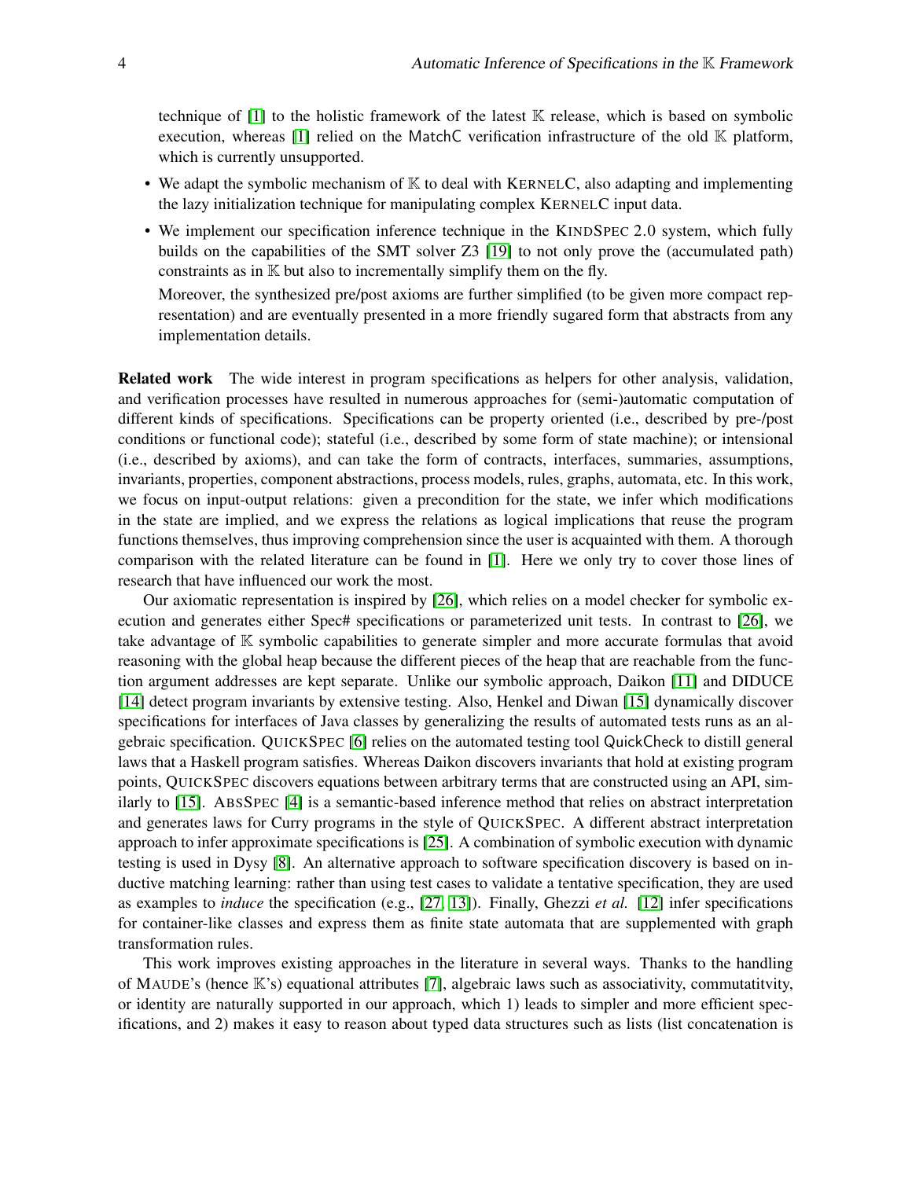technique of [1] to the holistic framework of the latest $\mathbb{K}$ release, which is based on symbolic execution, whereas [1] relied on the MatchC verification infrastructure of the old $\mathbb{K}$ platform, which is currently unsupported.

- We adapt the symbolic mechanism of $\mathbb{K}$ to deal with KERNELC, also adapting and implementing the lazy initialization technique for manipulating complex KERNELC input data.
- We implement our specification inference technique in the KINDSPEC 2.0 system, which fully builds on the capabilities of the SMT solver Z3 [19] to not only prove the (accumulated) path) constraints as in $\mathbb{K}$ but also to incrementally simplify them on the fly.

  Moreover, the synthesized pre/post axioms are further simplified (to be given more compact representation) and are eventually presented in a more friendly sugared form that abstracts from any implementation details.

**Related work** The wide interest in program specifications as helpers for other analysis, validation, and verification processes have resulted in numerous approaches for (semi-)automatic computation of different kinds of specifications. Specifications can be property oriented (i.e., described by pre-/post conditions or functional code); stateful (i.e., described by some form of state machine); or intensional (i.e., described by axioms), and can take the form of contracts, interfaces, summaries, assumptions, invariants, properties, component abstractions, process models, rules, graphs, automata, etc. In this work, we focus on input-output relations: given a precondition for the state, we infer which modifications in the state are implied, and we express the relations as logical implications that reuse the program functions themselves, thus improving comprehension since the user is acquainted with them. A thorough comparison with the related literature can be found in [1]. Here we only try to cover those lines of research that have influenced our work the most.

Our axiomatic representation is inspired by [26], which relies on a model checker for symbolic execution and generates either Spec# specifications or parameterized unit tests. In contrast to [26], we take advantage of $\mathbb{K}$ symbolic capabilities to generate simpler and more accurate formulas that avoid reasoning with the global heap because the different pieces of the heap that are reachable from the function argument addresses are kept separate. Unlike our symbolic approach, Daikon [11] and DIDUCE [14] detect program invariants by extensive testing. Also, Henkel and Diwan [15] dynamically discover specifications for interfaces of Java classes by generalizing the results of automated tests runs as an algebraic specification. QUICKSPEC [6] relies on the automated testing tool QuickCheck to distill general laws that a Haskell program satisfies. Whereas Daikon discovers invariants that hold at existing program points, QUICKSPEC discovers equations between arbitrary terms that are constructed using an API, similarly to [15]. ABSSPEC [4] is a semantic-based inference method that relies on abstract interpretation and generates laws for Curry programs in the style of QUICKSPEC. A different abstract interpretation approach to infer approximate specifications is [25]. A combination of symbolic execution with dynamic testing is used in Dysy [8]. An alternative approach to software specification discovery is based on inductive matching learning: rather than using test cases to validate a tentative specification, they are used as examples to *induce* the specification (e.g., [27, 13]). Finally, Ghezzi *et al.* [12] infer specifications for container-like classes and express them as finite state automata that are supplemented with graph transformation rules.

This work improves existing approaches in the literature in several ways. Thanks to the handling of MAUDE's (hence $\mathbb{K}$'s) equational attributes [7], algebraic laws such as associativity, commutatitvity, or identity are naturally supported in our approach, which 1) leads to simpler and more efficient specifications, and 2) makes it easy to reason about typed data structures such as lists (list concatenation is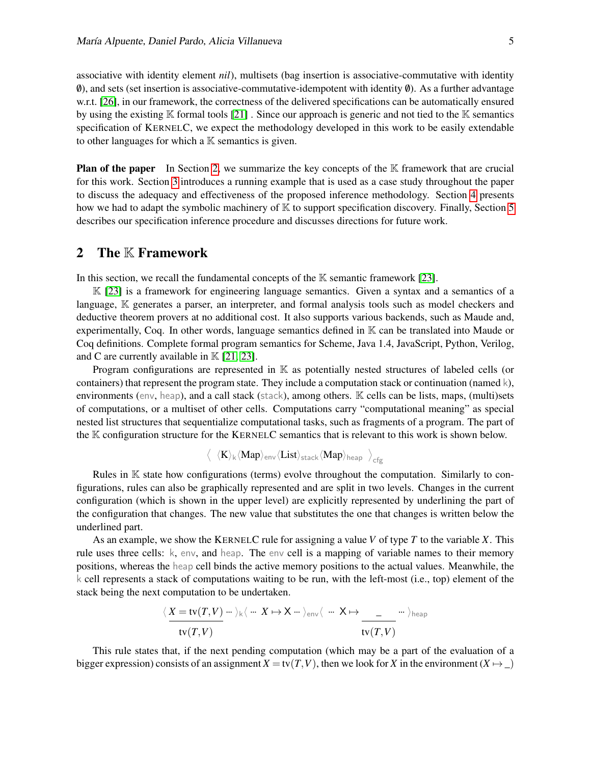associative with identity element *nil*), multisets (bag insertion is associative-commutative with identity $\emptyset$), and sets (set insertion is associative-commutative-idempotent with identity $\emptyset$). As a further advantage w.r.t. [26], in our framework, the correctness of the delivered specifications can be automatically ensured by using the existing $\mathbb{K}$ formal tools [21] . Since our approach is generic and not tied to the $\mathbb{K}$ semantics specification of KERNELC, we expect the methodology developed in this work to be easily extendable to other languages for which a $\mathbb{K}$ semantics is given.

**Plan of the paper** In Section 2, we summarize the key concepts of the $\mathbb{K}$ framework that are crucial for this work. Section 3 introduces a running example that is used as a case study throughout the paper to discuss the adequacy and effectiveness of the proposed inference methodology. Section 4 presents how we had to adapt the symbolic machinery of $\mathbb{K}$ to support specification discovery. Finally, Section 5 describes our specification inference procedure and discusses directions for future work.

## 2 The $\mathbb{K}$ Framework

In this section, we recall the fundamental concepts of the $\mathbb{K}$ semantic framework [23].

$\mathbb{K}$ [23] is a framework for engineering language semantics. Given a syntax and a semantics of a language, $\mathbb{K}$ generates a parser, an interpreter, and formal analysis tools such as model checkers and deductive theorem provers at no additional cost. It also supports various backends, such as Maude and, experimentally, Coq. In other words, language semantics defined in $\mathbb{K}$ can be translated into Maude or Coq definitions. Complete formal program semantics for Scheme, Java 1.4, JavaScript, Python, Verilog, and C are currently available in $\mathbb{K}$ [21, 23].

Program configurations are represented in $\mathbb{K}$ as potentially nested structures of labeled cells (or containers) that represent the program state. They include a computation stack or continuation (named k), environments (env, heap), and a call stack (stack), among others. $\mathbb{K}$ cells can be lists, maps, (multi)sets of computations, or a multiset of other cells. Computations carry "computational meaning" as special nested list structures that sequentialize computational tasks, such as fragments of a program. The part of the $\mathbb{K}$ configuration structure for the KERNELC semantics that is relevant to this work is shown below.

$$\Big\langle\ \langle \mathrm{K}\rangle_{\mathsf{k}} \langle \mathrm{Map}\rangle_{\mathsf{env}} \langle \mathrm{List}\rangle_{\mathsf{stack}} \langle \mathrm{Map}\rangle_{\mathsf{heap}}\ \Big\rangle_{\mathsf{cfg}}$$

Rules in $\mathbb{K}$ state how configurations (terms) evolve throughout the computation. Similarly to configurations, rules can also be graphically represented and are split in two levels. Changes in the current configuration (which is shown in the upper level) are explicitly represented by underlining the part of the configuration that changes. The new value that substitutes the one that changes is written below the underlined part.

As an example, we show the KERNELC rule for assigning a value $V$ of type $T$ to the variable $X$. This rule uses three cells: k, env, and heap. The env cell is a mapping of variable names to their memory positions, whereas the heap cell binds the active memory positions to the actual values. Meanwhile, the k cell represents a stack of computations waiting to be run, with the left-most (i.e., top) element of the stack being the next computation to be undertaken.

$$\langle \frac{X = \mathrm{tv}(T,V)}{\mathrm{tv}(T,V)} \cdots \rangle_{\mathsf{k}} \langle \cdots\ X \mapsto \mathsf{X} \cdots \rangle_{\mathsf{env}} \langle \cdots\ \mathsf{X} \mapsto \frac{\_}{\mathrm{tv}(T,V)} \cdots \rangle_{\mathsf{heap}}$$

This rule states that, if the next pending computation (which may be a part of the evaluation of a bigger expression) consists of an assignment $X = \mathrm{tv}(T,V)$, then we look for $X$ in the environment ($X \mapsto \_$)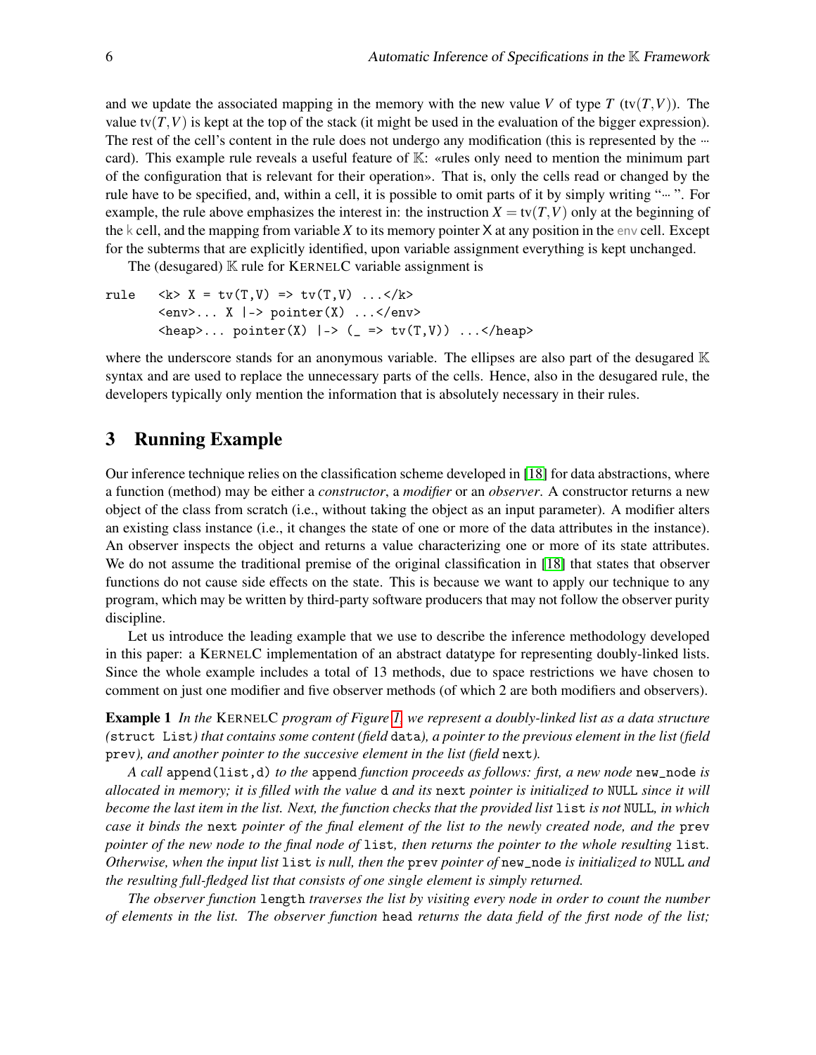and we update the associated mapping in the memory with the new value $V$ of type $T$ ($\mathrm{tv}(T,V)$). The value $\mathrm{tv}(T,V)$ is kept at the top of the stack (it might be used in the evaluation of the bigger expression). The rest of the cell's content in the rule does not undergo any modification (this is represented by the ··· card). This example rule reveals a useful feature of 𝕂: «rules only need to mention the minimum part of the configuration that is relevant for their operation». That is, only the cells read or changed by the rule have to be specified, and, within a cell, it is possible to omit parts of it by simply writing "··· ". For example, the rule above emphasizes the interest in: the instruction $X = \mathrm{tv}(T,V)$ only at the beginning of the k cell, and the mapping from variable $X$ to its memory pointer X at any position in the env cell. Except for the subterms that are explicitly identified, upon variable assignment everything is kept unchanged.

The (desugared) 𝕂 rule for KERNELC variable assignment is

```
rule   <k> X = tv(T,V) => tv(T,V) ...</k>
       <env>... X |-> pointer(X) ...</env>
       <heap>... pointer(X) |-> (_ => tv(T,V)) ...</heap>
```

where the underscore stands for an anonymous variable. The ellipses are also part of the desugared 𝕂 syntax and are used to replace the unnecessary parts of the cells. Hence, also in the desugared rule, the developers typically only mention the information that is absolutely necessary in their rules.

## 3 Running Example

Our inference technique relies on the classification scheme developed in [18] for data abstractions, where a function (method) may be either a *constructor*, a *modifier* or an *observer*. A constructor returns a new object of the class from scratch (i.e., without taking the object as an input parameter). A modifier alters an existing class instance (i.e., it changes the state of one or more of the data attributes in the instance). An observer inspects the object and returns a value characterizing one or more of its state attributes. We do not assume the traditional premise of the original classification in [18] that states that observer functions do not cause side effects on the state. This is because we want to apply our technique to any program, which may be written by third-party software producers that may not follow the observer purity discipline.

Let us introduce the leading example that we use to describe the inference methodology developed in this paper: a KERNELC implementation of an abstract datatype for representing doubly-linked lists. Since the whole example includes a total of 13 methods, due to space restrictions we have chosen to comment on just one modifier and five observer methods (of which 2 are both modifiers and observers).

**Example 1** *In the* KERNELC *program of Figure 1, we represent a doubly-linked list as a data structure (*`struct List`*) that contains some content (field* `data`*), a pointer to the previous element in the list (field* `prev`*), and another pointer to the succesive element in the list (field* `next`*).*

*A call* `append(list,d)` *to the* `append` *function proceeds as follows: first, a new node* `new_node` *is allocated in memory; it is filled with the value* `d` *and its* `next` *pointer is initialized to* `NULL` *since it will become the last item in the list. Next, the function checks that the provided list* `list` *is not* `NULL`*, in which case it binds the* `next` *pointer of the final element of the list to the newly created node, and the* `prev` *pointer of the new node to the final node of* `list`*, then returns the pointer to the whole resulting* `list`*. Otherwise, when the input list* `list` *is null, then the* `prev` *pointer of* `new_node` *is initialized to* `NULL` *and the resulting full-fledged list that consists of one single element is simply returned.*

*The observer function* `length` *traverses the list by visiting every node in order to count the number of elements in the list. The observer function* `head` *returns the data field of the first node of the list;*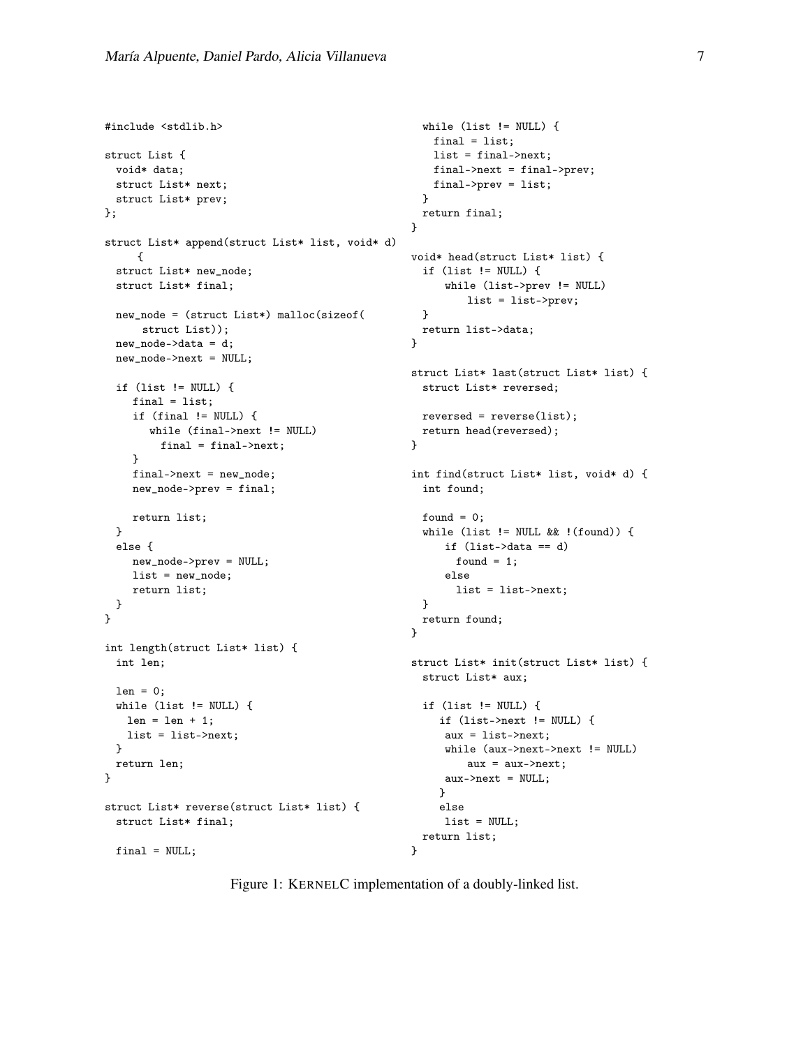```
#include <stdlib.h>

struct List {
  void* data;
  struct List* next;
  struct List* prev;
};

struct List* append(struct List* list, void* d)
     {
  struct List* new_node;
  struct List* final;

  new_node = (struct List*) malloc(sizeof(
      struct List));
  new_node->data = d;
  new_node->next = NULL;

  if (list != NULL) {
     final = list;
     if (final != NULL) {
        while (final->next != NULL)
          final = final->next;
     }
     final->next = new_node;
     new_node->prev = final;

     return list;
  }
  else {
     new_node->prev = NULL;
     list = new_node;
     return list;
  }
}

int length(struct List* list) {
  int len;

  len = 0;
  while (list != NULL) {
    len = len + 1;
    list = list->next;
  }
  return len;
}

struct List* reverse(struct List* list) {
  struct List* final;

  final = NULL;
  while (list != NULL) {
    final = list;
    list = final->next;
    final->next = final->prev;
    final->prev = list;
  }
  return final;
}

void* head(struct List* list) {
  if (list != NULL) {
      while (list->prev != NULL)
          list = list->prev;
  }
  return list->data;
}

struct List* last(struct List* list) {
  struct List* reversed;

  reversed = reverse(list);
  return head(reversed);
}

int find(struct List* list, void* d) {
  int found;

  found = 0;
  while (list != NULL && !(found)) {
      if (list->data == d)
        found = 1;
      else
        list = list->next;
  }
  return found;
}

struct List* init(struct List* list) {
  struct List* aux;

  if (list != NULL) {
     if (list->next != NULL) {
      aux = list->next;
      while (aux->next->next != NULL)
          aux = aux->next;
      aux->next = NULL;
     }
     else
      list = NULL;
  return list;
}
```

Figure 1: KERNELC implementation of a doubly-linked list.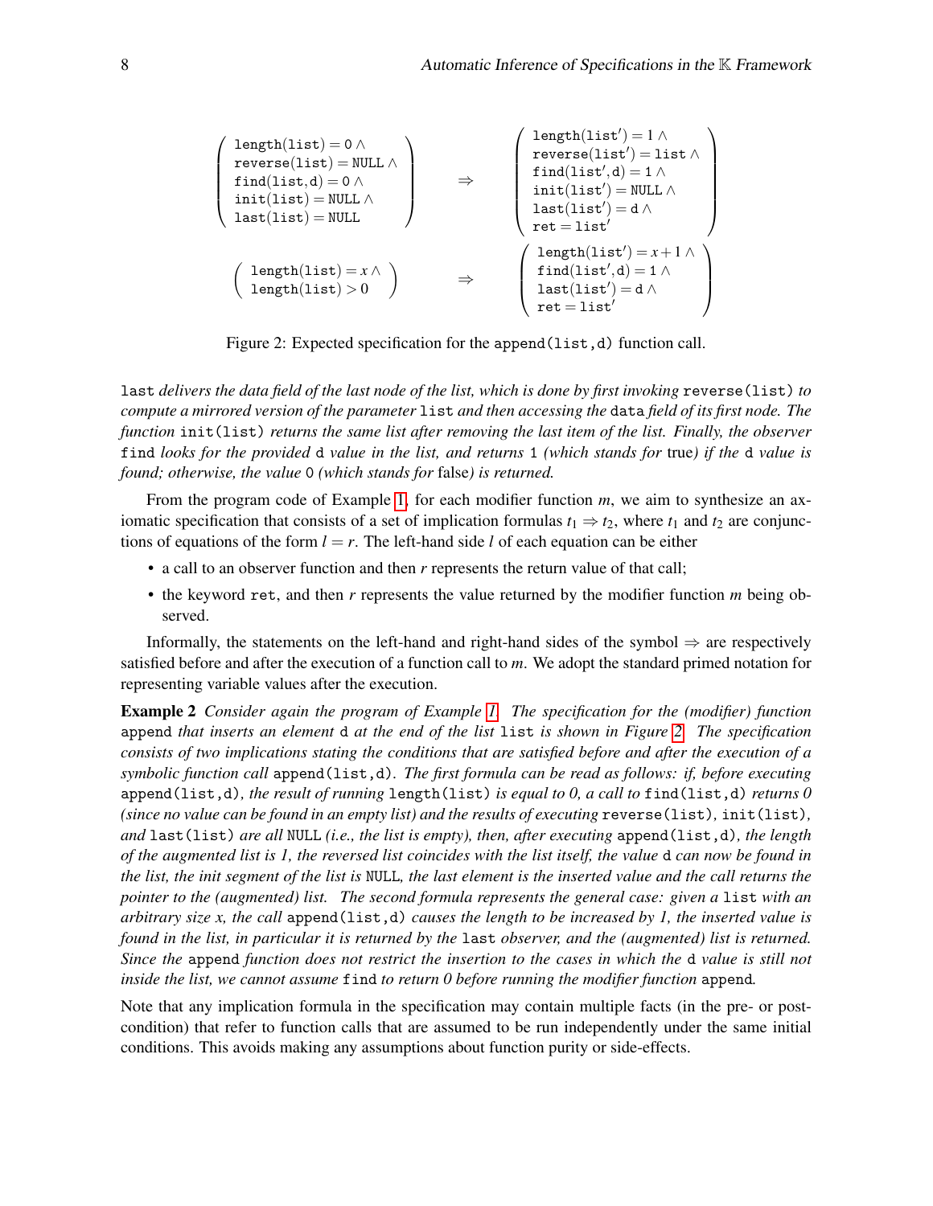$$
\left(\begin{array}{l}
\texttt{length(list)} = 0 \wedge \\
\texttt{reverse(list)} = \texttt{NULL} \wedge \\
\texttt{find(list,d)} = 0 \wedge \\
\texttt{init(list)} = \texttt{NULL} \wedge \\
\texttt{last(list)} = \texttt{NULL}
\end{array}\right)
\Rightarrow
\left(\begin{array}{l}
\texttt{length(list}') = 1 \wedge \\
\texttt{reverse(list}') = \texttt{list} \wedge \\
\texttt{find(list}',\texttt{d}) = 1 \wedge \\
\texttt{init(list}') = \texttt{NULL} \wedge \\
\texttt{last(list}') = \texttt{d} \wedge \\
\texttt{ret} = \texttt{list}'
\end{array}\right)
$$

$$
\left(\begin{array}{l}
\texttt{length(list)} = x \wedge \\
\texttt{length(list)} > 0
\end{array}\right)
\Rightarrow
\left(\begin{array}{l}
\texttt{length(list}') = x + 1 \wedge \\
\texttt{find(list}',\texttt{d}) = 1 \wedge \\
\texttt{last(list}') = \texttt{d} \wedge \\
\texttt{ret} = \texttt{list}'
\end{array}\right)
$$

Figure 2: Expected specification for the `append(list,d)` function call.

*`last` delivers the data field of the last node of the list, which is done by first invoking `reverse(list)` to compute a mirrored version of the parameter `list` and then accessing the `data` field of its first node. The function `init(list)` returns the same list after removing the last item of the list. Finally, the observer `find` looks for the provided `d` value in the list, and returns `1` (which stands for* true*) if the `d` value is found; otherwise, the value `0` (which stands for* false*) is returned.*

From the program code of Example 1, for each modifier function $m$, we aim to synthesize an axiomatic specification that consists of a set of implication formulas $t_1 \Rightarrow t_2$, where $t_1$ and $t_2$ are conjunctions of equations of the form $l = r$. The left-hand side $l$ of each equation can be either

- a call to an observer function and then $r$ represents the return value of that call;
- the keyword `ret`, and then $r$ represents the value returned by the modifier function $m$ being observed.

Informally, the statements on the left-hand and right-hand sides of the symbol $\Rightarrow$ are respectively satisfied before and after the execution of a function call to $m$. We adopt the standard primed notation for representing variable values after the execution.

**Example 2** *Consider again the program of Example 1. The specification for the (modifier) function `append` that inserts an element `d` at the end of the list `list` is shown in Figure 2. The specification consists of two implications stating the conditions that are satisfied before and after the execution of a symbolic function call `append(list,d)`. The first formula can be read as follows: if, before executing `append(list,d)`, the result of running `length(list)` is equal to 0, a call to `find(list,d)` returns 0 (since no value can be found in an empty list) and the results of executing `reverse(list)`, `init(list)`, and `last(list)` are all `NULL` (i.e., the list is empty), then, after executing `append(list,d)`, the length of the augmented list is 1, the reversed list coincides with the list itself, the value `d` can now be found in the list, the init segment of the list is `NULL`, the last element is the inserted value and the call returns the pointer to the (augmented) list. The second formula represents the general case: given a `list` with an arbitrary size x, the call `append(list,d)` causes the length to be increased by 1, the inserted value is found in the list, in particular it is returned by the `last` observer, and the (augmented) list is returned. Since the `append` function does not restrict the insertion to the cases in which the `d` value is still not inside the list, we cannot assume `find` to return 0 before running the modifier function `append`.*

Note that any implication formula in the specification may contain multiple facts (in the pre- or post-condition) that refer to function calls that are assumed to be run independently under the same initial conditions. This avoids making any assumptions about function purity or side-effects.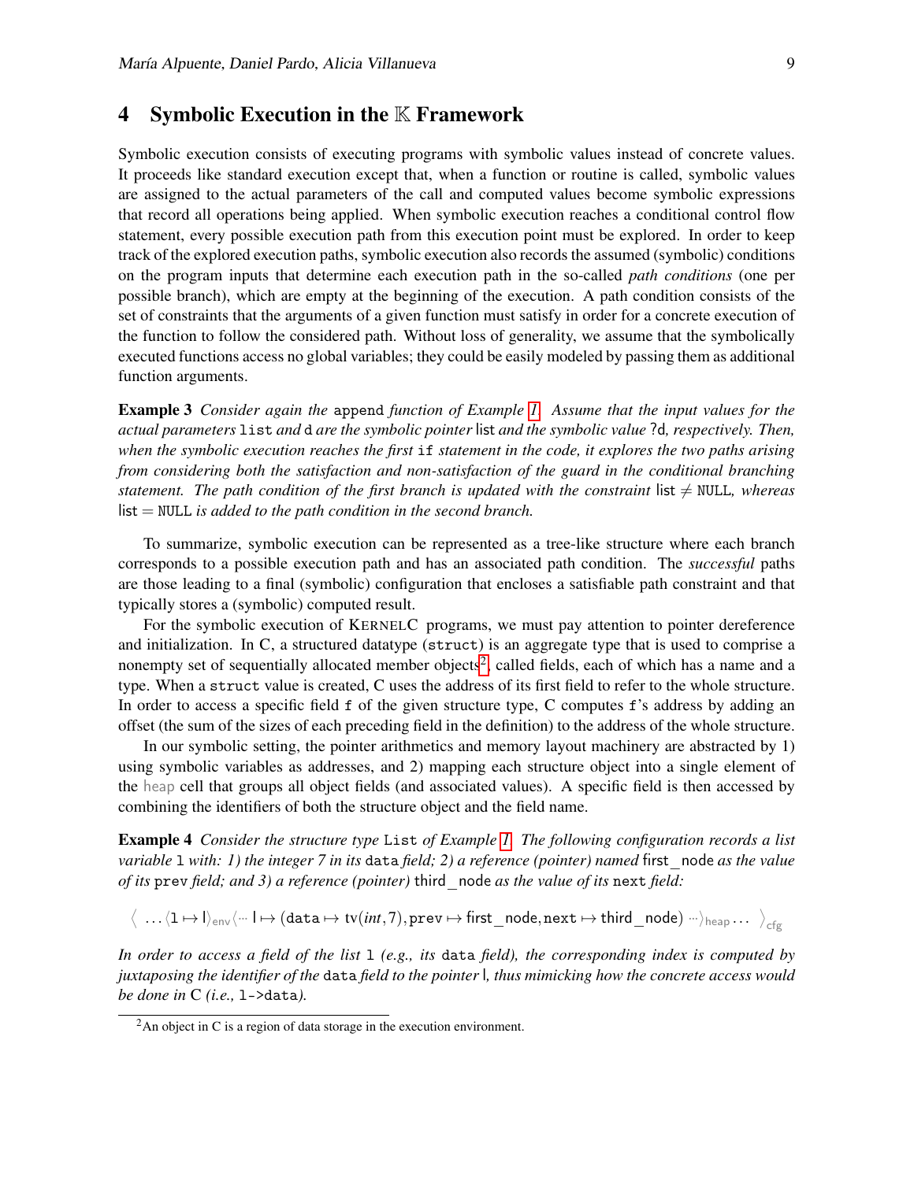## 4 Symbolic Execution in the $\mathbb{K}$ Framework

Symbolic execution consists of executing programs with symbolic values instead of concrete values. It proceeds like standard execution except that, when a function or routine is called, symbolic values are assigned to the actual parameters of the call and computed values become symbolic expressions that record all operations being applied. When symbolic execution reaches a conditional control flow statement, every possible execution path from this execution point must be explored. In order to keep track of the explored execution paths, symbolic execution also records the assumed (symbolic) conditions on the program inputs that determine each execution path in the so-called *path conditions* (one per possible branch), which are empty at the beginning of the execution. A path condition consists of the set of constraints that the arguments of a given function must satisfy in order for a concrete execution of the function to follow the considered path. Without loss of generality, we assume that the symbolically executed functions access no global variables; they could be easily modeled by passing them as additional function arguments.

**Example 3** *Consider again the* `append` *function of Example 1. Assume that the input values for the actual parameters* `list` *and* `d` *are the symbolic pointer* $\mathsf{list}$ *and the symbolic value* $?\mathsf{d}$*, respectively. Then, when the symbolic execution reaches the first* `if` *statement in the code, it explores the two paths arising from considering both the satisfaction and non-satisfaction of the guard in the conditional branching statement. The path condition of the first branch is updated with the constraint* $\mathsf{list} \neq \mathtt{NULL}$*, whereas* $\mathsf{list} = \mathtt{NULL}$ *is added to the path condition in the second branch.*

To summarize, symbolic execution can be represented as a tree-like structure where each branch corresponds to a possible execution path and has an associated path condition. The *successful* paths are those leading to a final (symbolic) configuration that encloses a satisfiable path constraint and that typically stores a (symbolic) computed result.

For the symbolic execution of KERNELC programs, we must pay attention to pointer dereference and initialization. In C, a structured datatype (`struct`) is an aggregate type that is used to comprise a nonempty set of sequentially allocated member objects[2], called fields, each of which has a name and a type. When a `struct` value is created, C uses the address of its first field to refer to the whole structure. In order to access a specific field `f` of the given structure type, C computes `f`'s address by adding an offset (the sum of the sizes of each preceding field in the definition) to the address of the whole structure.

In our symbolic setting, the pointer arithmetics and memory layout machinery are abstracted by 1) using symbolic variables as addresses, and 2) mapping each structure object into a single element of the heap cell that groups all object fields (and associated values). A specific field is then accessed by combining the identifiers of both the structure object and the field name.

**Example 4** *Consider the structure type* `List` *of Example 1. The following configuration records a list variable* `l` *with: 1) the integer 7 in its* `data` *field; 2) a reference (pointer) named* $\mathsf{first\_node}$ *as the value of its* `prev` *field; and 3) a reference (pointer)* $\mathsf{third\_node}$ *as the value of its* `next` *field:*

$$\left\langle \ \ldots \langle \mathtt{l} \mapsto \mathsf{l} \rangle_{\mathsf{env}} \langle \cdots \ \mathsf{l} \mapsto (\mathtt{data} \mapsto \mathsf{tv}(\mathit{int}, 7), \mathtt{prev} \mapsto \mathsf{first\_node}, \mathtt{next} \mapsto \mathsf{third\_node}) \ \cdots \rangle_{\mathsf{heap}} \ldots \ \right\rangle_{\mathsf{cfg}}$$

*In order to access a field of the list* `l` *(e.g., its* `data` *field), the corresponding index is computed by juxtaposing the identifier of the* `data` *field to the pointer* $\mathsf{l}$*, thus mimicking how the concrete access would be done in* C *(i.e.,* `l->data`*).*

[2] An object in C is a region of data storage in the execution environment.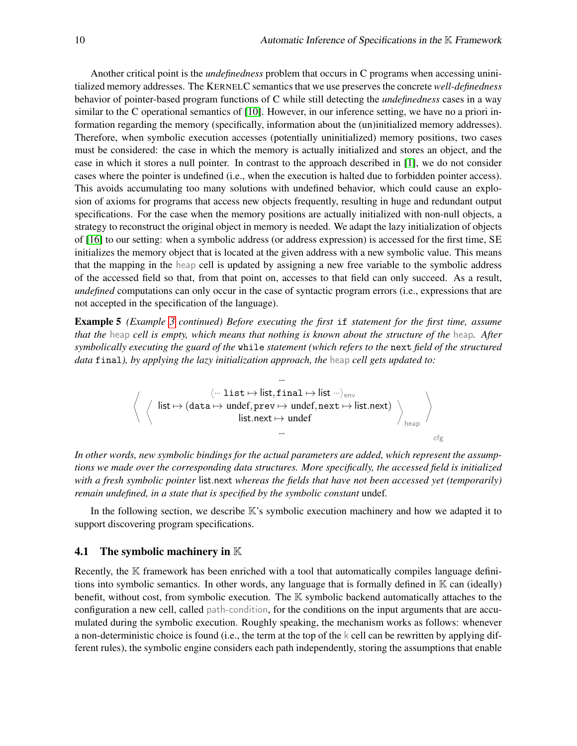Another critical point is the *undefinedness* problem that occurs in C programs when accessing uninitialized memory addresses. The KernelC semantics that we use preserves the concrete *well-definedness* behavior of pointer-based program functions of C while still detecting the *undefinedness* cases in a way similar to the C operational semantics of [10]. However, in our inference setting, we have no a priori information regarding the memory (specifically, information about the (un)initialized memory addresses). Therefore, when symbolic execution accesses (potentially uninitialized) memory positions, two cases must be considered: the case in which the memory is actually initialized and stores an object, and the case in which it stores a null pointer. In contrast to the approach described in [1], we do not consider cases where the pointer is undefined (i.e., when the execution is halted due to forbidden pointer access). This avoids accumulating too many solutions with undefined behavior, which could cause an explosion of axioms for programs that access new objects frequently, resulting in huge and redundant output specifications. For the case when the memory positions are actually initialized with non-null objects, a strategy to reconstruct the original object in memory is needed. We adapt the lazy initialization of objects of [16] to our setting: when a symbolic address (or address expression) is accessed for the first time, SE initializes the memory object that is located at the given address with a new symbolic value. This means that the mapping in the heap cell is updated by assigning a new free variable to the symbolic address of the accessed field so that, from that point on, accesses to that field can only succeed. As a result, *undefined* computations can only occur in the case of syntactic program errors (i.e., expressions that are not accepted in the specification of the language).

**Example 5** *(Example 3 continued) Before executing the first* `if` *statement for the first time, assume that the* heap *cell is empty, which means that nothing is known about the structure of the* heap*. After symbolically executing the guard of the* `while` *statement (which refers to the* `next` *field of the structured data* `final`*), by applying the lazy initialization approach, the* heap *cell gets updated to:*

$$
\left\langle \begin{array}{c} \dots \\ \langle \cdots\ \mathtt{list} \mapsto \mathsf{list}, \mathtt{final} \mapsto \mathsf{list}\ \cdots \rangle_{\mathsf{env}} \\ \left\langle \begin{array}{c} \mathsf{list} \mapsto (\mathtt{data} \mapsto \mathsf{undef}, \mathtt{prev} \mapsto \mathsf{undef}, \mathtt{next} \mapsto \mathsf{list.next}) \\ \mathsf{list.next} \mapsto \mathsf{undef} \end{array} \right\rangle_{\mathsf{heap}} \\ \dots \end{array} \right\rangle_{\mathsf{cfg}}
$$

*In other words, new symbolic bindings for the actual parameters are added, which represent the assumptions we made over the corresponding data structures. More specifically, the accessed field is initialized with a fresh symbolic pointer* list.next *whereas the fields that have not been accessed yet (temporarily) remain undefined, in a state that is specified by the symbolic constant* undef*.*

In the following section, we describe $\mathbb{K}$'s symbolic execution machinery and how we adapted it to support discovering program specifications.

### 4.1 The symbolic machinery in $\mathbb{K}$

Recently, the $\mathbb{K}$ framework has been enriched with a tool that automatically compiles language definitions into symbolic semantics. In other words, any language that is formally defined in $\mathbb{K}$ can (ideally) benefit, without cost, from symbolic execution. The $\mathbb{K}$ symbolic backend automatically attaches to the configuration a new cell, called path-condition, for the conditions on the input arguments that are accumulated during the symbolic execution. Roughly speaking, the mechanism works as follows: whenever a non-deterministic choice is found (i.e., the term at the top of the k cell can be rewritten by applying different rules), the symbolic engine considers each path independently, storing the assumptions that enable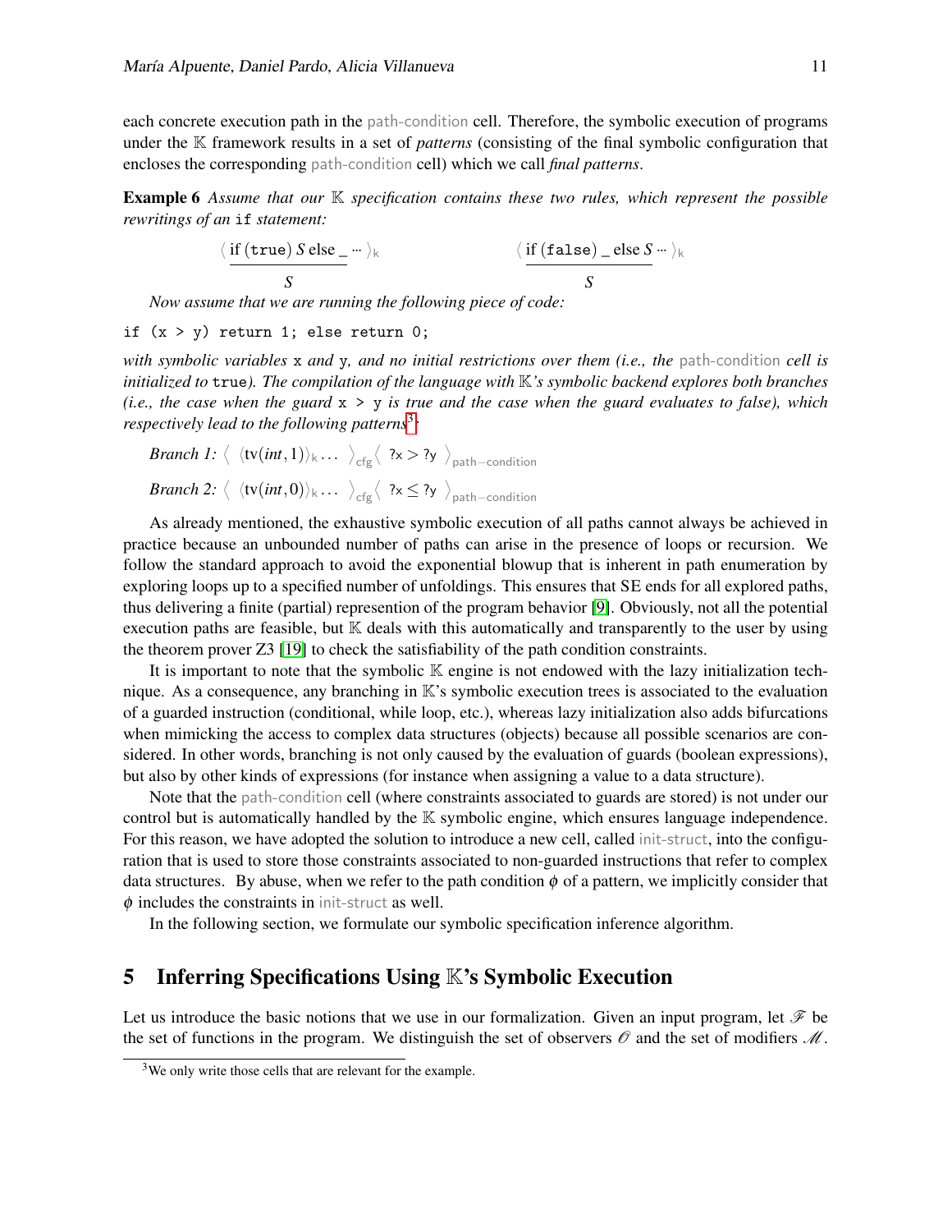each concrete execution path in the path-condition cell. Therefore, the symbolic execution of programs under the $\mathbb{K}$ framework results in a set of *patterns* (consisting of the final symbolic configuration that encloses the corresponding path-condition cell) which we call *final patterns*.

**Example 6** *Assume that our $\mathbb{K}$ specification contains these two rules, which represent the possible rewritings of an* `if` *statement:*

$$\langle\, \underset{S}{\underline{\text{if}\,(\texttt{true})\; S\;\text{else}\;\_}} \cdots \rangle_{\mathsf{k}} \qquad\qquad \langle\, \underset{S}{\underline{\text{if}\,(\texttt{false})\;\_\;\text{else}\; S}} \cdots \rangle_{\mathsf{k}}$$

*Now assume that we are running the following piece of code:*

```
if (x > y) return 1; else return 0;
```

*with symbolic variables* `x` *and* `y`*, and no initial restrictions over them (i.e., the* path-condition *cell is initialized to* `true`*). The compilation of the language with $\mathbb{K}$'s symbolic backend explores both branches (i.e., the case when the guard* `x > y` *is true and the case when the guard evaluates to false), which respectively lead to the following patterns*[3]*:*

*Branch 1:* $\langle\; \langle \text{tv}(int, 1) \rangle_{\mathsf{k}} \ldots \;\rangle_{\mathsf{cfg}} \langle\; ?\mathsf{x} > ?\mathsf{y} \;\rangle_{\mathsf{path-condition}}$

*Branch 2:* $\langle\; \langle \text{tv}(int, 0) \rangle_{\mathsf{k}} \ldots \;\rangle_{\mathsf{cfg}} \langle\; ?\mathsf{x} \leq ?\mathsf{y} \;\rangle_{\mathsf{path-condition}}$

As already mentioned, the exhaustive symbolic execution of all paths cannot always be achieved in practice because an unbounded number of paths can arise in the presence of loops or recursion. We follow the standard approach to avoid the exponential blowup that is inherent in path enumeration by exploring loops up to a specified number of unfoldings. This ensures that SE ends for all explored paths, thus delivering a finite (partial) represention of the program behavior [9]. Obviously, not all the potential execution paths are feasible, but $\mathbb{K}$ deals with this automatically and transparently to the user by using the theorem prover Z3 [19] to check the satisfiability of the path condition constraints.

It is important to note that the symbolic $\mathbb{K}$ engine is not endowed with the lazy initialization technique. As a consequence, any branching in $\mathbb{K}$'s symbolic execution trees is associated to the evaluation of a guarded instruction (conditional, while loop, etc.), whereas lazy initialization also adds bifurcations when mimicking the access to complex data structures (objects) because all possible scenarios are considered. In other words, branching is not only caused by the evaluation of guards (boolean expressions), but also by other kinds of expressions (for instance when assigning a value to a data structure).

Note that the path-condition cell (where constraints associated to guards are stored) is not under our control but is automatically handled by the $\mathbb{K}$ symbolic engine, which ensures language independence. For this reason, we have adopted the solution to introduce a new cell, called init-struct, into the configuration that is used to store those constraints associated to non-guarded instructions that refer to complex data structures. By abuse, when we refer to the path condition $\phi$ of a pattern, we implicitly consider that $\phi$ includes the constraints in init-struct as well.

In the following section, we formulate our symbolic specification inference algorithm.

## 5 Inferring Specifications Using $\mathbb{K}$'s Symbolic Execution

Let us introduce the basic notions that we use in our formalization. Given an input program, let $\mathscr{F}$ be the set of functions in the program. We distinguish the set of observers $\mathscr{O}$ and the set of modifiers $\mathscr{M}$.

[3] We only write those cells that are relevant for the example.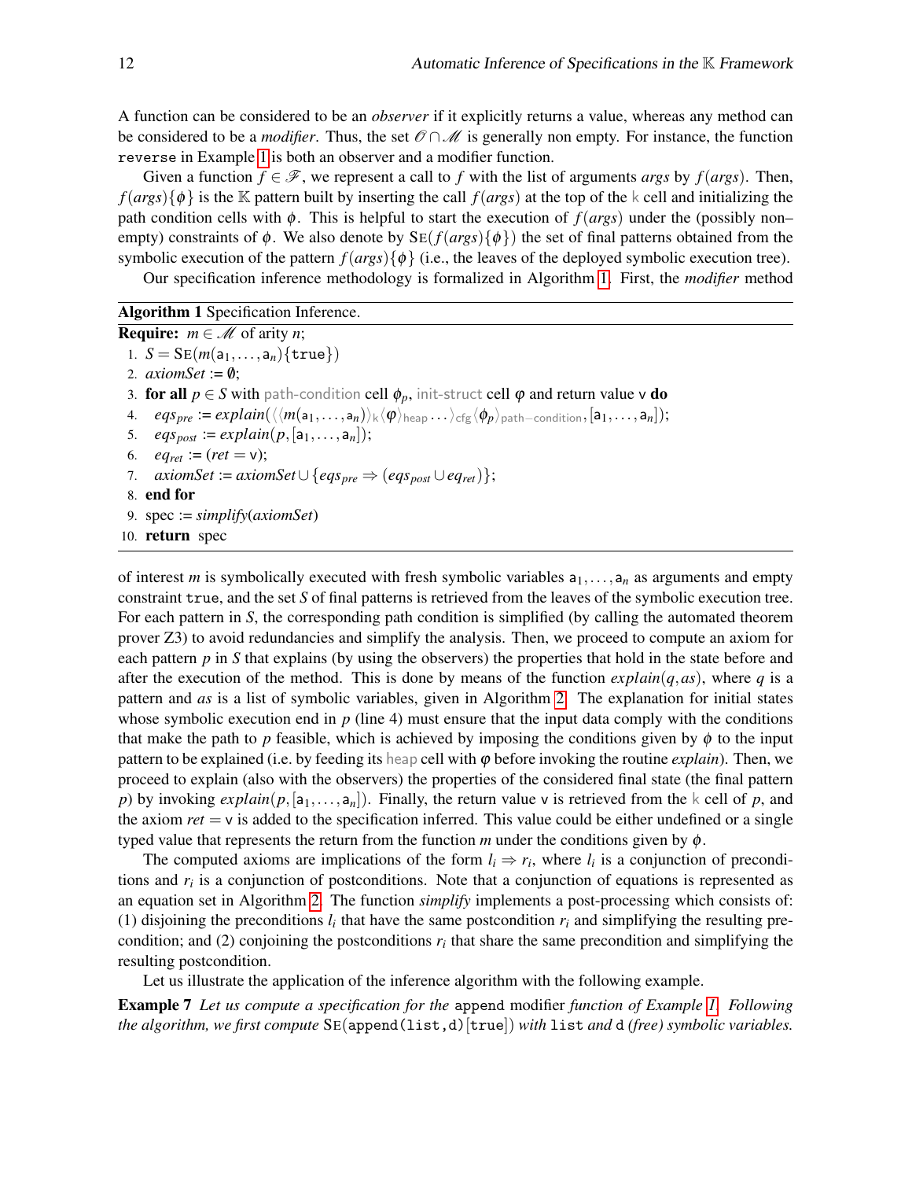A function can be considered to be an *observer* if it explicitly returns a value, whereas any method can be considered to be a *modifier*. Thus, the set $\mathcal{O} \cap \mathcal{M}$ is generally non empty. For instance, the function `reverse` in Example 1 is both an observer and a modifier function.

Given a function $f \in \mathcal{F}$, we represent a call to $f$ with the list of arguments *args* by $f(args)$. Then, $f(args)\{\phi\}$ is the $\mathbb{K}$ pattern built by inserting the call $f(args)$ at the top of the k cell and initializing the path condition cells with $\phi$. This is helpful to start the execution of $f(args)$ under the (possibly non–empty) constraints of $\phi$. We also denote by $\mathrm{SE}(f(args)\{\phi\})$ the set of final patterns obtained from the symbolic execution of the pattern $f(args)\{\phi\}$ (i.e., the leaves of the deployed symbolic execution tree).

Our specification inference methodology is formalized in Algorithm 1. First, the *modifier* method

**Algorithm 1** Specification Inference.

**Require:** $m \in \mathcal{M}$ of arity $n$;
1. $S = \mathrm{SE}(m(\mathsf{a}_1, \ldots, \mathsf{a}_n)\{\mathtt{true}\})$
2. $axiomSet := \emptyset$;
3. **for all** $p \in S$ with path-condition cell $\phi_p$, init-struct cell $\varphi$ and return value $\mathsf{v}$ **do**
4. $\quad eqs_{pre} := explain(\langle\langle m(\mathsf{a}_1, \ldots, \mathsf{a}_n)\rangle_{\mathsf{k}}\langle\varphi\rangle_{\mathsf{heap}} \ldots\rangle_{\mathsf{cfg}}\langle\phi_p\rangle_{\mathsf{path-condition}}, [\mathsf{a}_1, \ldots, \mathsf{a}_n]);$
5. $\quad eqs_{post} := explain(p, [\mathsf{a}_1, \ldots, \mathsf{a}_n]);$
6. $\quad eq_{ret} := (ret = \mathsf{v});$
7. $\quad axiomSet := axiomSet \cup \{eqs_{pre} \Rightarrow (eqs_{post} \cup eq_{ret})\};$
8. **end for**
9. spec := *simplify*(*axiomSet*)
10. **return** spec

of interest $m$ is symbolically executed with fresh symbolic variables $\mathsf{a}_1, \ldots, \mathsf{a}_n$ as arguments and empty constraint `true`, and the set $S$ of final patterns is retrieved from the leaves of the symbolic execution tree. For each pattern in $S$, the corresponding path condition is simplified (by calling the automated theorem prover Z3) to avoid redundancies and simplify the analysis. Then, we proceed to compute an axiom for each pattern $p$ in $S$ that explains (by using the observers) the properties that hold in the state before and after the execution of the method. This is done by means of the function $explain(q, as)$, where $q$ is a pattern and *as* is a list of symbolic variables, given in Algorithm 2. The explanation for initial states whose symbolic execution end in $p$ (line 4) must ensure that the input data comply with the conditions that make the path to $p$ feasible, which is achieved by imposing the conditions given by $\phi$ to the input pattern to be explained (i.e. by feeding its heap cell with $\varphi$ before invoking the routine *explain*). Then, we proceed to explain (also with the observers) the properties of the considered final state (the final pattern $p$) by invoking $explain(p, [\mathsf{a}_1, \ldots, \mathsf{a}_n])$. Finally, the return value $\mathsf{v}$ is retrieved from the k cell of $p$, and the axiom $ret = \mathsf{v}$ is added to the specification inferred. This value could be either undefined or a single typed value that represents the return from the function $m$ under the conditions given by $\phi$.

The computed axioms are implications of the form $l_i \Rightarrow r_i$, where $l_i$ is a conjunction of preconditions and $r_i$ is a conjunction of postconditions. Note that a conjunction of equations is represented as an equation set in Algorithm 2. The function *simplify* implements a post-processing which consists of: (1) disjoining the preconditions $l_i$ that have the same postcondition $r_i$ and simplifying the resulting precondition; and (2) conjoining the postconditions $r_i$ that share the same precondition and simplifying the resulting postcondition.

Let us illustrate the application of the inference algorithm with the following example.

**Example 7** *Let us compute a specification for the* `append` modifier *function of Example 1. Following the algorithm, we first compute* $\mathrm{SE}(\mathtt{append(list,d)[true]})$ *with* `list` *and* `d` *(free) symbolic variables.*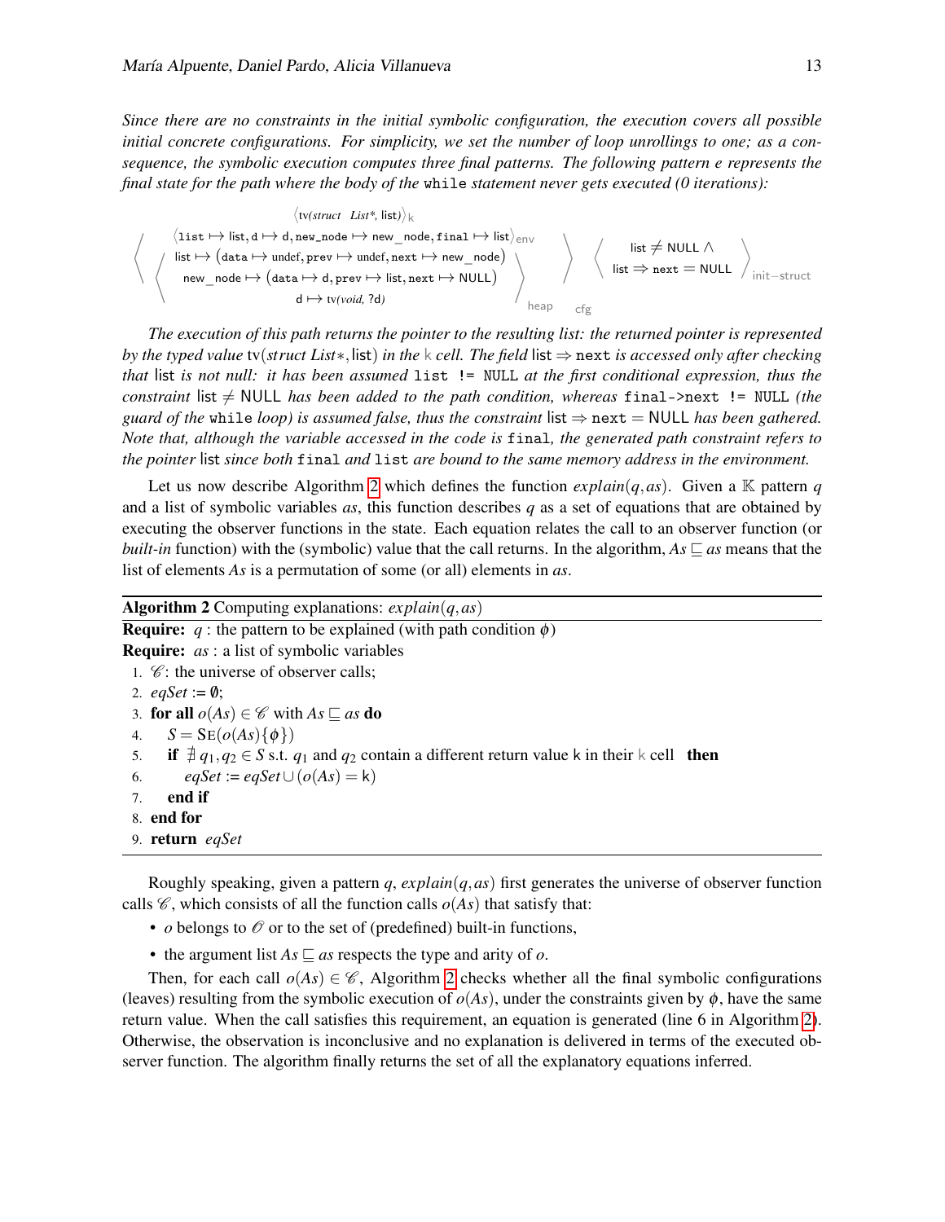*Since there are no constraints in the initial symbolic configuration, the execution covers all possible initial concrete configurations. For simplicity, we set the number of loop unrollings to one; as a consequence, the symbolic execution computes three final patterns. The following pattern e represents the final state for the path where the body of the* `while` *statement never gets executed (0 iterations):*

$$\left\langle \begin{array}{c} \langle \mathsf{tv}(\textit{struct List*}, \mathsf{list}) \rangle_{\mathsf{k}} \\ \langle \texttt{list} \mapsto \mathsf{list}, \texttt{d} \mapsto \mathsf{d}, \texttt{new\_node} \mapsto \mathsf{new\_node}, \texttt{final} \mapsto \mathsf{list} \rangle_{\mathsf{env}} \\ \left\langle \begin{array}{c} \mathsf{list} \mapsto (\texttt{data} \mapsto \mathsf{undef}, \texttt{prev} \mapsto \mathsf{undef}, \texttt{next} \mapsto \mathsf{new\_node}) \\ \mathsf{new\_node} \mapsto (\texttt{data} \mapsto \mathsf{d}, \texttt{prev} \mapsto \mathsf{list}, \texttt{next} \mapsto \mathsf{NULL}) \\ \mathsf{d} \mapsto \mathsf{tv}(\textit{void}, ?\mathsf{d}) \end{array} \right\rangle_{\mathsf{heap}} \end{array} \right\rangle_{\mathsf{cfg}} \left\langle \begin{array}{c} \mathsf{list} \neq \mathsf{NULL} \wedge \\ \mathsf{list} \Rightarrow \texttt{next} = \mathsf{NULL} \end{array} \right\rangle_{\mathsf{init-struct}}$$

*The execution of this path returns the pointer to the resulting list: the returned pointer is represented by the typed value* tv(*struct List*∗, list) *in the* k *cell. The field* list $\Rightarrow$ `next` *is accessed only after checking that* list *is not null: it has been assumed* `list != NULL` *at the first conditional expression, thus the constraint* list $\neq$ NULL *has been added to the path condition, whereas* `final->next != NULL` *(the guard of the* `while` *loop) is assumed false, thus the constraint* list $\Rightarrow$ `next` = NULL *has been gathered. Note that, although the variable accessed in the code is* `final`*, the generated path constraint refers to the pointer* list *since both* `final` *and* `list` *are bound to the same memory address in the environment.*

Let us now describe Algorithm 2 which defines the function $explain(q, as)$. Given a $\mathbb{K}$ pattern $q$ and a list of symbolic variables $as$, this function describes $q$ as a set of equations that are obtained by executing the observer functions in the state. Each equation relates the call to an observer function (or *built-in* function) with the (symbolic) value that the call returns. In the algorithm, $As \sqsubseteq as$ means that the list of elements $As$ is a permutation of some (or all) elements in $as$.

**Algorithm 2** Computing explanations: $explain(q, as)$

**Require:** $q$ : the pattern to be explained (with path condition $\phi$)
**Require:** $as$ : a list of symbolic variables

1. $\mathscr{C}$: the universe of observer calls;
2. $eqSet := \emptyset$;
3. **for all** $o(As) \in \mathscr{C}$ with $As \sqsubseteq as$ **do**
4. $\quad S = \mathrm{SE}(o(As)\{\phi\})$
5. $\quad$ **if** $\nexists\, q_1, q_2 \in S$ s.t. $q_1$ and $q_2$ contain a different return value k in their k cell **then**
6. $\quad\quad eqSet := eqSet \cup (o(As) = \mathsf{k})$
7. $\quad$ **end if**
8. **end for**
9. **return** $eqSet$

Roughly speaking, given a pattern $q$, $explain(q, as)$ first generates the universe of observer function calls $\mathscr{C}$, which consists of all the function calls $o(As)$ that satisfy that:

- $o$ belongs to $\mathscr{O}$ or to the set of (predefined) built-in functions,
- the argument list $As \sqsubseteq as$ respects the type and arity of $o$.

Then, for each call $o(As) \in \mathscr{C}$, Algorithm 2 checks whether all the final symbolic configurations (leaves) resulting from the symbolic execution of $o(As)$, under the constraints given by $\phi$, have the same return value. When the call satisfies this requirement, an equation is generated (line 6 in Algorithm 2). Otherwise, the observation is inconclusive and no explanation is delivered in terms of the executed observer function. The algorithm finally returns the set of all the explanatory equations inferred.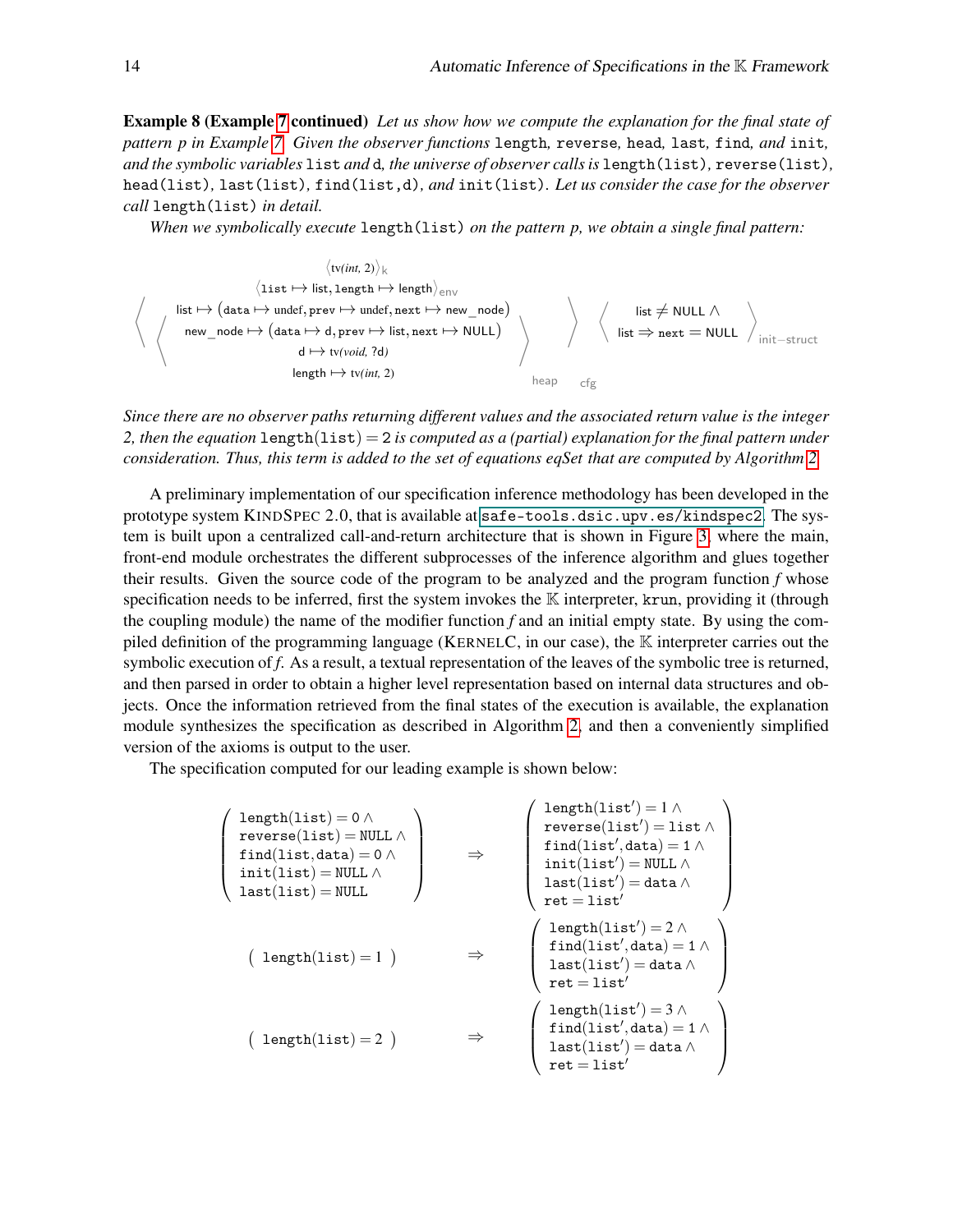**Example 8 (Example 7 continued)** *Let us show how we compute the explanation for the final state of pattern p in Example 7. Given the observer functions* `length`*,* `reverse`*,* `head`*,* `last`*,* `find`*, and* `init`*, and the symbolic variables* `list` *and* `d`*, the universe of observer calls is* `length(list)`*,* `reverse(list)`*,* `head(list)`*,* `last(list)`*,* `find(list,d)`*, and* `init(list)`*. Let us consider the case for the observer call* `length(list)` *in detail.*

*When we symbolically execute* `length(list)` *on the pattern p, we obtain a single final pattern:*

$$
\left\langle \left\langle \begin{array}{c} \langle \mathrm{tv}(\mathit{int}, 2)\rangle_{\mathsf{k}} \\ \langle \mathtt{list} \mapsto \mathsf{list}, \mathtt{length} \mapsto \mathsf{length}\rangle_{\mathsf{env}} \\ \mathsf{list} \mapsto (\mathtt{data} \mapsto \mathsf{undef}, \mathtt{prev} \mapsto \mathsf{undef}, \mathtt{next} \mapsto \mathsf{new\_node}) \\ \mathsf{new\_node} \mapsto (\mathtt{data} \mapsto \mathsf{d}, \mathtt{prev} \mapsto \mathsf{list}, \mathtt{next} \mapsto \mathsf{NULL}) \\ \mathsf{d} \mapsto \mathrm{tv}(\mathit{void}, ?\mathsf{d}) \\ \mathsf{length} \mapsto \mathrm{tv}(\mathit{int}, 2) \end{array} \right\rangle_{\mathsf{heap}} \right\rangle_{\mathsf{cfg}} \left\langle \begin{array}{c} \mathsf{list} \neq \mathsf{NULL} \wedge \\ \mathsf{list} \Rightarrow \mathtt{next} = \mathsf{NULL} \end{array} \right\rangle_{\mathsf{init-struct}}
$$

*Since there are no observer paths returning different values and the associated return value is the integer 2, then the equation* $\mathtt{length(list)} = 2$ *is computed as a (partial) explanation for the final pattern under consideration. Thus, this term is added to the set of equations eqSet that are computed by Algorithm 2.*

A preliminary implementation of our specification inference methodology has been developed in the prototype system KINDSPEC 2.0, that is available at `safe-tools.dsic.upv.es/kindspec2`. The system is built upon a centralized call-and-return architecture that is shown in Figure 3, where the main, front-end module orchestrates the different subprocesses of the inference algorithm and glues together their results. Given the source code of the program to be analyzed and the program function *f* whose specification needs to be inferred, first the system invokes the $\mathbb{K}$ interpreter, `krun`, providing it (through the coupling module) the name of the modifier function *f* and an initial empty state. By using the compiled definition of the programming language (KERNELC, in our case), the $\mathbb{K}$ interpreter carries out the symbolic execution of *f*. As a result, a textual representation of the leaves of the symbolic tree is returned, and then parsed in order to obtain a higher level representation based on internal data structures and objects. Once the information retrieved from the final states of the execution is available, the explanation module synthesizes the specification as described in Algorithm 2, and then a conveniently simplified version of the axioms is output to the user.

The specification computed for our leading example is shown below:

$$
\left(\begin{array}{l} \mathtt{length(list)} = 0 \wedge \\ \mathtt{reverse(list)} = \mathtt{NULL} \wedge \\ \mathtt{find(list,data)} = 0 \wedge \\ \mathtt{init(list)} = \mathtt{NULL} \wedge \\ \mathtt{last(list)} = \mathtt{NULL} \end{array}\right) \Rightarrow \left(\begin{array}{l} \mathtt{length(list')} = 1 \wedge \\ \mathtt{reverse(list')} = \mathtt{list} \wedge \\ \mathtt{find(list',data)} = 1 \wedge \\ \mathtt{init(list')} = \mathtt{NULL} \wedge \\ \mathtt{last(list')} = \mathtt{data} \wedge \\ \mathtt{ret} = \mathtt{list'} \end{array}\right)
$$

$$
\left(\ \mathtt{length(list)} = 1\ \right) \Rightarrow \left(\begin{array}{l} \mathtt{length(list')} = 2 \wedge \\ \mathtt{find(list',data)} = 1 \wedge \\ \mathtt{last(list')} = \mathtt{data} \wedge \\ \mathtt{ret} = \mathtt{list'} \end{array}\right)
$$

$$
\left(\ \mathtt{length(list)} = 2\ \right) \Rightarrow \left(\begin{array}{l} \mathtt{length(list')} = 3 \wedge \\ \mathtt{find(list',data)} = 1 \wedge \\ \mathtt{last(list')} = \mathtt{data} \wedge \\ \mathtt{ret} = \mathtt{list'} \end{array}\right)
$$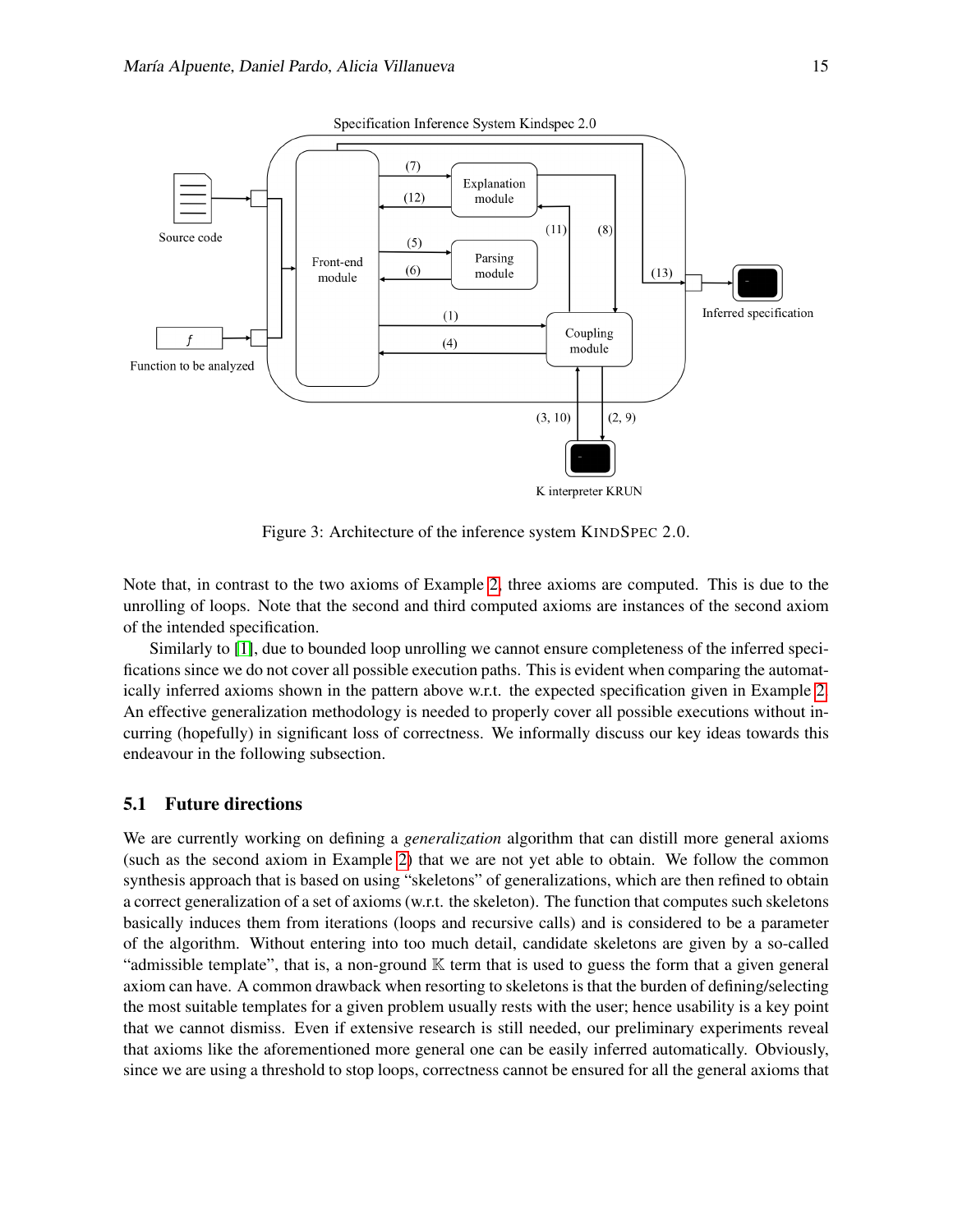Figure 3: Architecture of the inference system KINDSPEC 2.0.

Note that, in contrast to the two axioms of Example 2, three axioms are computed. This is due to the unrolling of loops. Note that the second and third computed axioms are instances of the second axiom of the intended specification.

Similarly to [1], due to bounded loop unrolling we cannot ensure completeness of the inferred specifications since we do not cover all possible execution paths. This is evident when comparing the automatically inferred axioms shown in the pattern above w.r.t. the expected specification given in Example 2. An effective generalization methodology is needed to properly cover all possible executions without incurring (hopefully) in significant loss of correctness. We informally discuss our key ideas towards this endeavour in the following subsection.

### 5.1 Future directions

We are currently working on defining a *generalization* algorithm that can distill more general axioms (such as the second axiom in Example 2) that we are not yet able to obtain. We follow the common synthesis approach that is based on using "skeletons" of generalizations, which are then refined to obtain a correct generalization of a set of axioms (w.r.t. the skeleton). The function that computes such skeletons basically induces them from iterations (loops and recursive calls) and is considered to be a parameter of the algorithm. Without entering into too much detail, candidate skeletons are given by a so-called "admissible template", that is, a non-ground $\mathbb{K}$ term that is used to guess the form that a given general axiom can have. A common drawback when resorting to skeletons is that the burden of defining/selecting the most suitable templates for a given problem usually rests with the user; hence usability is a key point that we cannot dismiss. Even if extensive research is still needed, our preliminary experiments reveal that axioms like the aforementioned more general one can be easily inferred automatically. Obviously, since we are using a threshold to stop loops, correctness cannot be ensured for all the general axioms that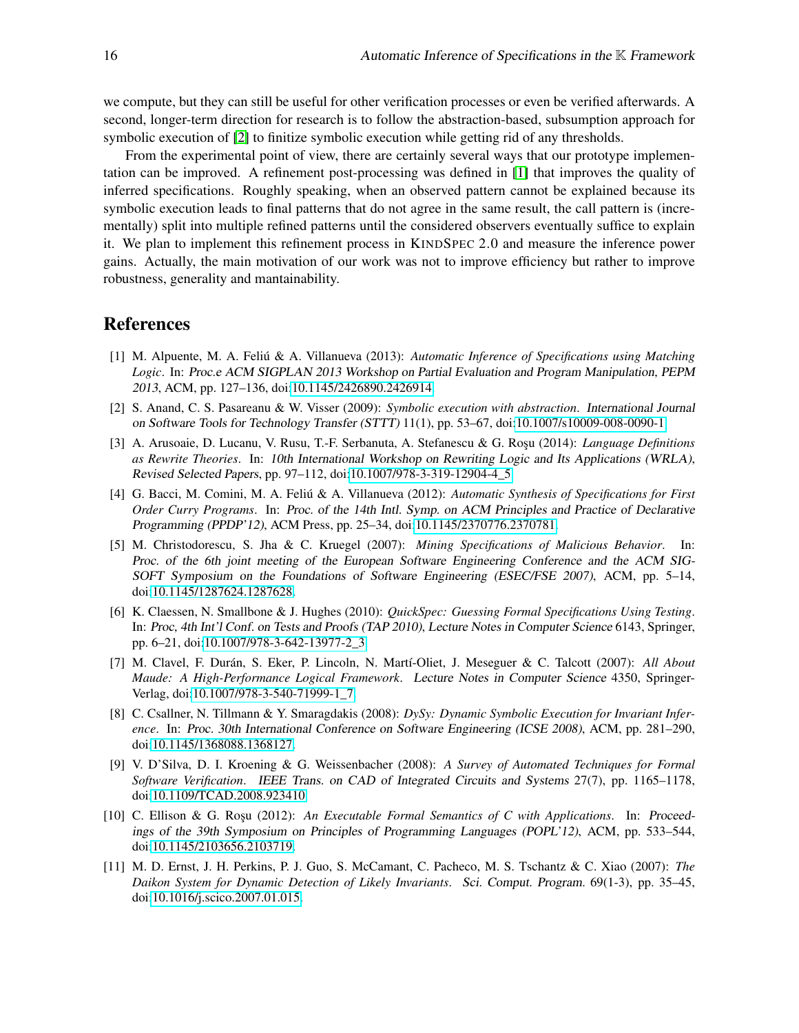we compute, but they can still be useful for other verification processes or even be verified afterwards. A second, longer-term direction for research is to follow the abstraction-based, subsumption approach for symbolic execution of [2] to finitize symbolic execution while getting rid of any thresholds.

From the experimental point of view, there are certainly several ways that our prototype implementation can be improved. A refinement post-processing was defined in [1] that improves the quality of inferred specifications. Roughly speaking, when an observed pattern cannot be explained because its symbolic execution leads to final patterns that do not agree in the same result, the call pattern is (incrementally) split into multiple refined patterns until the considered observers eventually suffice to explain it. We plan to implement this refinement process in KINDSPEC 2.0 and measure the inference power gains. Actually, the main motivation of our work was not to improve efficiency but rather to improve robustness, generality and mantainability.

## References

[1] M. Alpuente, M. A. Feliú & A. Villanueva (2013): *Automatic Inference of Specifications using Matching Logic*. In: Proc.e ACM SIGPLAN 2013 Workshop on Partial Evaluation and Program Manipulation, PEPM 2013, ACM, pp. 127–136, doi:10.1145/2426890.2426914.

[2] S. Anand, C. S. Pasareanu & W. Visser (2009): *Symbolic execution with abstraction*. International Journal on Software Tools for Technology Transfer (STTT) 11(1), pp. 53–67, doi:10.1007/s10009-008-0090-1.

[3] A. Arusoaie, D. Lucanu, V. Rusu, T.-F. Serbanuta, A. Stefanescu & G. Roşu (2014): *Language Definitions as Rewrite Theories*. In: 10th International Workshop on Rewriting Logic and Its Applications (WRLA), Revised Selected Papers, pp. 97–112, doi:10.1007/978-3-319-12904-4_5.

[4] G. Bacci, M. Comini, M. A. Feliú & A. Villanueva (2012): *Automatic Synthesis of Specifications for First Order Curry Programs*. In: Proc. of the 14th Intl. Symp. on ACM Principles and Practice of Declarative Programming (PPDP'12), ACM Press, pp. 25–34, doi:10.1145/2370776.2370781.

[5] M. Christodorescu, S. Jha & C. Kruegel (2007): *Mining Specifications of Malicious Behavior*. In: Proc. of the 6th joint meeting of the European Software Engineering Conference and the ACM SIGSOFT Symposium on the Foundations of Software Engineering (ESEC/FSE 2007), ACM, pp. 5–14, doi:10.1145/1287624.1287628.

[6] K. Claessen, N. Smallbone & J. Hughes (2010): *QuickSpec: Guessing Formal Specifications Using Testing*. In: Proc, 4th Int'l Conf. on Tests and Proofs (TAP 2010), Lecture Notes in Computer Science 6143, Springer, pp. 6–21, doi:10.1007/978-3-642-13977-2_3.

[7] M. Clavel, F. Durán, S. Eker, P. Lincoln, N. Martí-Oliet, J. Meseguer & C. Talcott (2007): *All About Maude: A High-Performance Logical Framework*. Lecture Notes in Computer Science 4350, Springer-Verlag, doi:10.1007/978-3-540-71999-1_7.

[8] C. Csallner, N. Tillmann & Y. Smaragdakis (2008): *DySy: Dynamic Symbolic Execution for Invariant Inference*. In: Proc. 30th International Conference on Software Engineering (ICSE 2008), ACM, pp. 281–290, doi:10.1145/1368088.1368127.

[9] V. D'Silva, D. I. Kroening & G. Weissenbacher (2008): *A Survey of Automated Techniques for Formal Software Verification*. IEEE Trans. on CAD of Integrated Circuits and Systems 27(7), pp. 1165–1178, doi:10.1109/TCAD.2008.923410.

[10] C. Ellison & G. Roşu (2012): *An Executable Formal Semantics of C with Applications*. In: Proceedings of the 39th Symposium on Principles of Programming Languages (POPL'12), ACM, pp. 533–544, doi:10.1145/2103656.2103719.

[11] M. D. Ernst, J. H. Perkins, P. J. Guo, S. McCamant, C. Pacheco, M. S. Tschantz & C. Xiao (2007): *The Daikon System for Dynamic Detection of Likely Invariants*. Sci. Comput. Program. 69(1-3), pp. 35–45, doi:10.1016/j.scico.2007.01.015.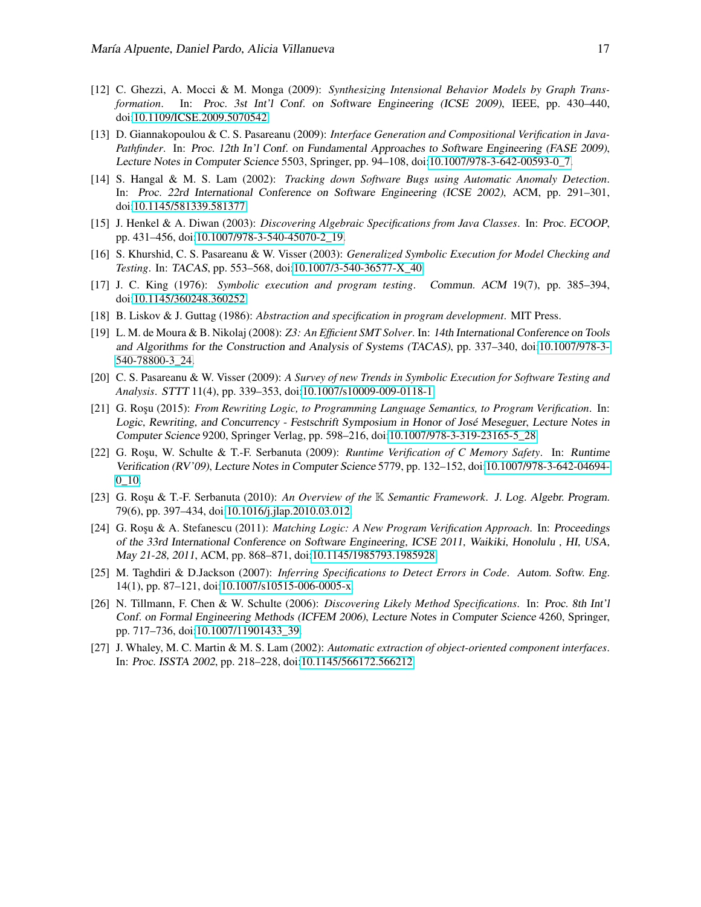[12] C. Ghezzi, A. Mocci & M. Monga (2009): *Synthesizing Intensional Behavior Models by Graph Transformation*. In: Proc. 3st Int'l Conf. on Software Engineering (ICSE 2009), IEEE, pp. 430–440, doi:10.1109/ICSE.2009.5070542.

[13] D. Giannakopoulou & C. S. Pasareanu (2009): *Interface Generation and Compositional Verification in JavaPathfinder*. In: Proc. 12th In'l Conf. on Fundamental Approaches to Software Engineering (FASE 2009), Lecture Notes in Computer Science 5503, Springer, pp. 94–108, doi:10.1007/978-3-642-00593-0_7.

[14] S. Hangal & M. S. Lam (2002): *Tracking down Software Bugs using Automatic Anomaly Detection*. In: Proc. 22rd International Conference on Software Engineering (ICSE 2002), ACM, pp. 291–301, doi:10.1145/581339.581377.

[15] J. Henkel & A. Diwan (2003): *Discovering Algebraic Specifications from Java Classes*. In: Proc. ECOOP, pp. 431–456, doi:10.1007/978-3-540-45070-2_19.

[16] S. Khurshid, C. S. Pasareanu & W. Visser (2003): *Generalized Symbolic Execution for Model Checking and Testing*. In: TACAS, pp. 553–568, doi:10.1007/3-540-36577-X_40.

[17] J. C. King (1976): *Symbolic execution and program testing*. Commun. ACM 19(7), pp. 385–394, doi:10.1145/360248.360252.

[18] B. Liskov & J. Guttag (1986): *Abstraction and specification in program development*. MIT Press.

[19] L. M. de Moura & B. Nikolaj (2008): *Z3: An Efficient SMT Solver*. In: 14th International Conference on Tools and Algorithms for the Construction and Analysis of Systems (TACAS), pp. 337–340, doi:10.1007/978-3-540-78800-3_24.

[20] C. S. Pasareanu & W. Visser (2009): *A Survey of new Trends in Symbolic Execution for Software Testing and Analysis*. STTT 11(4), pp. 339–353, doi:10.1007/s10009-009-0118-1.

[21] G. Roşu (2015): *From Rewriting Logic, to Programming Language Semantics, to Program Verification*. In: Logic, Rewriting, and Concurrency - Festschrift Symposium in Honor of José Meseguer, Lecture Notes in Computer Science 9200, Springer Verlag, pp. 598–216, doi:10.1007/978-3-319-23165-5_28.

[22] G. Roşu, W. Schulte & T.-F. Serbanuta (2009): *Runtime Verification of C Memory Safety*. In: Runtime Verification (RV'09), Lecture Notes in Computer Science 5779, pp. 132–152, doi:10.1007/978-3-642-04694-0_10.

[23] G. Roşu & T.-F. Serbanuta (2010): *An Overview of the $\mathbb{K}$ Semantic Framework*. J. Log. Algebr. Program. 79(6), pp. 397–434, doi:10.1016/j.jlap.2010.03.012.

[24] G. Roşu & A. Stefanescu (2011): *Matching Logic: A New Program Verification Approach*. In: Proceedings of the 33rd International Conference on Software Engineering, ICSE 2011, Waikiki, Honolulu , HI, USA, May 21-28, 2011, ACM, pp. 868–871, doi:10.1145/1985793.1985928.

[25] M. Taghdiri & D.Jackson (2007): *Inferring Specifications to Detect Errors in Code*. Autom. Softw. Eng. 14(1), pp. 87–121, doi:10.1007/s10515-006-0005-x.

[26] N. Tillmann, F. Chen & W. Schulte (2006): *Discovering Likely Method Specifications*. In: Proc. 8th Int'l Conf. on Formal Engineering Methods (ICFEM 2006), Lecture Notes in Computer Science 4260, Springer, pp. 717–736, doi:10.1007/11901433_39.

[27] J. Whaley, M. C. Martin & M. S. Lam (2002): *Automatic extraction of object-oriented component interfaces*. In: Proc. ISSTA 2002, pp. 218–228, doi:10.1145/566172.566212.